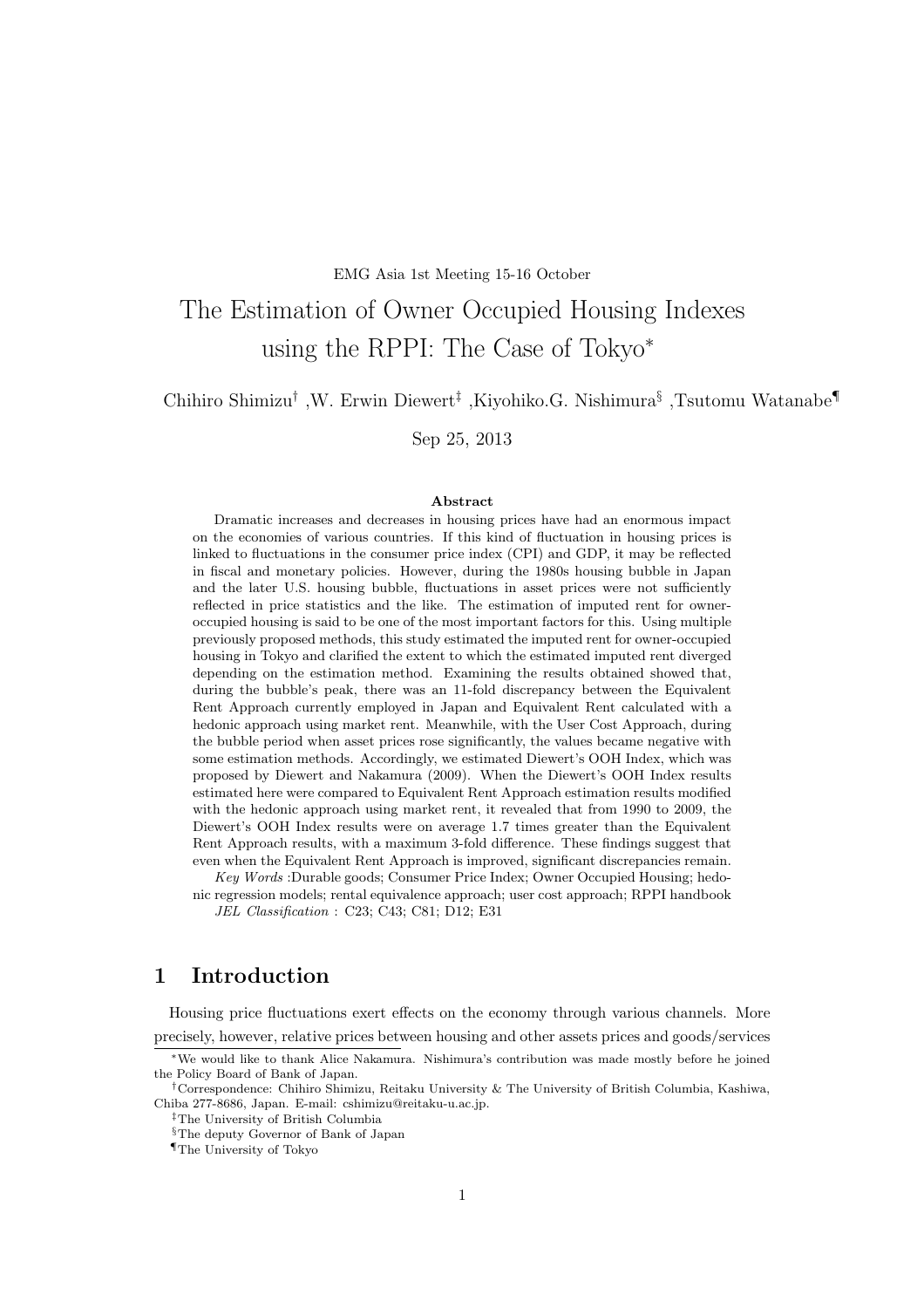EMG Asia 1st Meeting 15-16 October

# The Estimation of Owner Occupied Housing Indexes using the RPPI: The Case of Tokyo*

Chihiro Shimizu† ,W. Erwin Diewert‡ ,Kiyohiko.G. Nishimura§ ,Tsutomu Watanabe¶

Sep 25, 2013

**Abstract**

Dramatic increases and decreases in housing prices have had an enormous impact on the economies of various countries. If this kind of fluctuation in housing prices is linked to fluctuations in the consumer price index (CPI) and GDP, it may be reflected in fiscal and monetary policies. However, during the 1980s housing bubble in Japan and the later U.S. housing bubble, fluctuations in asset prices were not sufficiently reflected in price statistics and the like. The estimation of imputed rent for owner-occupied housing is said to be one of the most important factors for this. Using multiple previously proposed methods, this study estimated the imputed rent for owner-occupied housing in Tokyo and clarified the extent to which the estimated imputed rent diverged depending on the estimation method. Examining the results obtained showed that, during the bubble's peak, there was an 11-fold discrepancy between the Equivalent Rent Approach currently employed in Japan and Equivalent Rent calculated with a hedonic approach using market rent. Meanwhile, with the User Cost Approach, during the bubble period when asset prices rose significantly, the values became negative with some estimation methods. Accordingly, we estimated Diewert's OOH Index, which was proposed by Diewert and Nakamura (2009). When the Diewert's OOH Index results estimated here were compared to Equivalent Rent Approach estimation results modified with the hedonic approach using market rent, it revealed that from 1990 to 2009, the Diewert's OOH Index results were on average 1.7 times greater than the Equivalent Rent Approach results, with a maximum 3-fold difference. These findings suggest that even when the Equivalent Rent Approach is improved, significant discrepancies remain.

*Key Words* :Durable goods; Consumer Price Index; Owner Occupied Housing; hedonic regression models; rental equivalence approach; user cost approach; RPPI handbook

*JEL Classification* : C23; C43; C81; D12; E31

## 1 Introduction

Housing price fluctuations exert effects on the economy through various channels. More precisely, however, relative prices between housing and other assets prices and goods/services

---

*We would like to thank Alice Nakamura. Nishimura's contribution was made mostly before he joined the Policy Board of Bank of Japan.

†Correspondence: Chihiro Shimizu, Reitaku University & The University of British Columbia, Kashiwa, Chiba 277-8686, Japan. E-mail: cshimizu@reitaku-u.ac.jp.

‡The University of British Columbia

§The deputy Governor of Bank of Japan

¶The University of Tokyo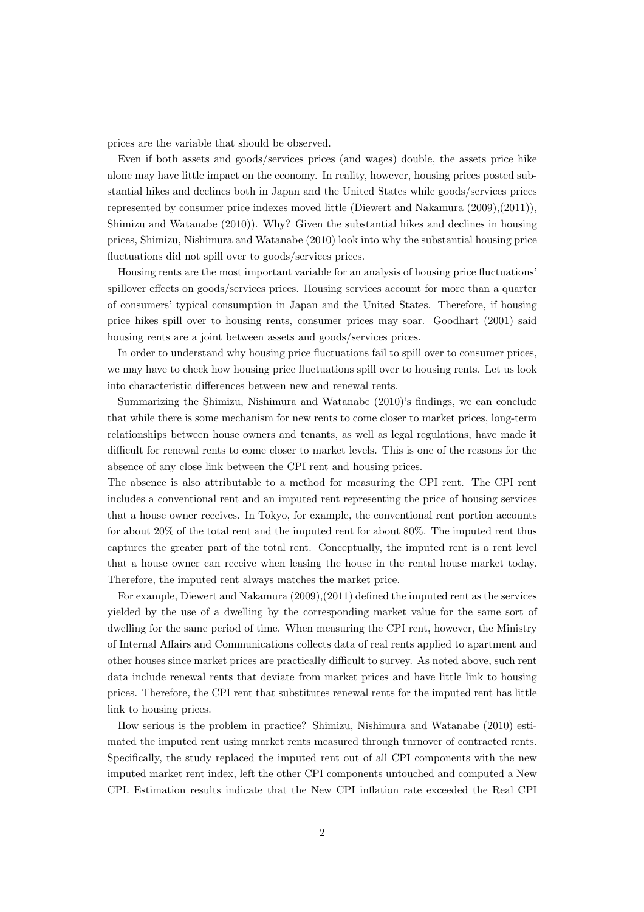prices are the variable that should be observed.

Even if both assets and goods/services prices (and wages) double, the assets price hike alone may have little impact on the economy. In reality, however, housing prices posted substantial hikes and declines both in Japan and the United States while goods/services prices represented by consumer price indexes moved little (Diewert and Nakamura (2009),(2011)), Shimizu and Watanabe (2010)). Why? Given the substantial hikes and declines in housing prices, Shimizu, Nishimura and Watanabe (2010) look into why the substantial housing price fluctuations did not spill over to goods/services prices.

Housing rents are the most important variable for an analysis of housing price fluctuations' spillover effects on goods/services prices. Housing services account for more than a quarter of consumers' typical consumption in Japan and the United States. Therefore, if housing price hikes spill over to housing rents, consumer prices may soar. Goodhart (2001) said housing rents are a joint between assets and goods/services prices.

In order to understand why housing price fluctuations fail to spill over to consumer prices, we may have to check how housing price fluctuations spill over to housing rents. Let us look into characteristic differences between new and renewal rents.

Summarizing the Shimizu, Nishimura and Watanabe (2010)'s findings, we can conclude that while there is some mechanism for new rents to come closer to market prices, long-term relationships between house owners and tenants, as well as legal regulations, have made it difficult for renewal rents to come closer to market levels. This is one of the reasons for the absence of any close link between the CPI rent and housing prices.
The absence is also attributable to a method for measuring the CPI rent. The CPI rent includes a conventional rent and an imputed rent representing the price of housing services that a house owner receives. In Tokyo, for example, the conventional rent portion accounts for about 20% of the total rent and the imputed rent for about 80%. The imputed rent thus captures the greater part of the total rent. Conceptually, the imputed rent is a rent level that a house owner can receive when leasing the house in the rental house market today. Therefore, the imputed rent always matches the market price.

For example, Diewert and Nakamura (2009),(2011) defined the imputed rent as the services yielded by the use of a dwelling by the corresponding market value for the same sort of dwelling for the same period of time. When measuring the CPI rent, however, the Ministry of Internal Affairs and Communications collects data of real rents applied to apartment and other houses since market prices are practically difficult to survey. As noted above, such rent data include renewal rents that deviate from market prices and have little link to housing prices. Therefore, the CPI rent that substitutes renewal rents for the imputed rent has little link to housing prices.

How serious is the problem in practice? Shimizu, Nishimura and Watanabe (2010) estimated the imputed rent using market rents measured through turnover of contracted rents. Specifically, the study replaced the imputed rent out of all CPI components with the new imputed market rent index, left the other CPI components untouched and computed a New CPI. Estimation results indicate that the New CPI inflation rate exceeded the Real CPI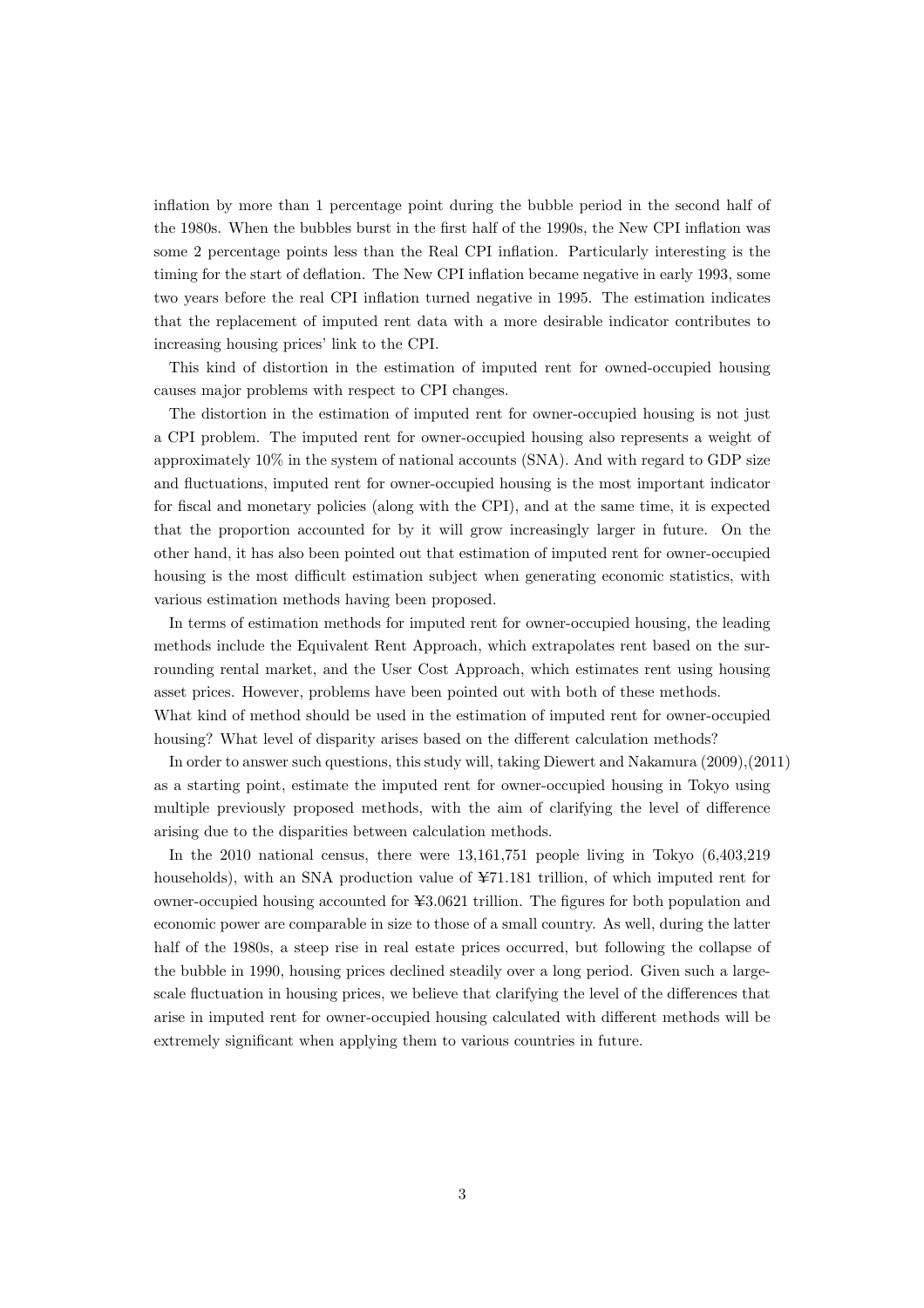inflation by more than 1 percentage point during the bubble period in the second half of the 1980s. When the bubbles burst in the first half of the 1990s, the New CPI inflation was some 2 percentage points less than the Real CPI inflation. Particularly interesting is the timing for the start of deflation. The New CPI inflation became negative in early 1993, some two years before the real CPI inflation turned negative in 1995. The estimation indicates that the replacement of imputed rent data with a more desirable indicator contributes to increasing housing prices' link to the CPI.

This kind of distortion in the estimation of imputed rent for owned-occupied housing causes major problems with respect to CPI changes.

The distortion in the estimation of imputed rent for owner-occupied housing is not just a CPI problem. The imputed rent for owner-occupied housing also represents a weight of approximately 10% in the system of national accounts (SNA). And with regard to GDP size and fluctuations, imputed rent for owner-occupied housing is the most important indicator for fiscal and monetary policies (along with the CPI), and at the same time, it is expected that the proportion accounted for by it will grow increasingly larger in future. On the other hand, it has also been pointed out that estimation of imputed rent for owner-occupied housing is the most difficult estimation subject when generating economic statistics, with various estimation methods having been proposed.

In terms of estimation methods for imputed rent for owner-occupied housing, the leading methods include the Equivalent Rent Approach, which extrapolates rent based on the surrounding rental market, and the User Cost Approach, which estimates rent using housing asset prices. However, problems have been pointed out with both of these methods. What kind of method should be used in the estimation of imputed rent for owner-occupied housing? What level of disparity arises based on the different calculation methods?

In order to answer such questions, this study will, taking Diewert and Nakamura (2009),(2011) as a starting point, estimate the imputed rent for owner-occupied housing in Tokyo using multiple previously proposed methods, with the aim of clarifying the level of difference arising due to the disparities between calculation methods.

In the 2010 national census, there were 13,161,751 people living in Tokyo (6,403,219 households), with an SNA production value of ¥71.181 trillion, of which imputed rent for owner-occupied housing accounted for ¥3.0621 trillion. The figures for both population and economic power are comparable in size to those of a small country. As well, during the latter half of the 1980s, a steep rise in real estate prices occurred, but following the collapse of the bubble in 1990, housing prices declined steadily over a long period. Given such a large-scale fluctuation in housing prices, we believe that clarifying the level of the differences that arise in imputed rent for owner-occupied housing calculated with different methods will be extremely significant when applying them to various countries in future.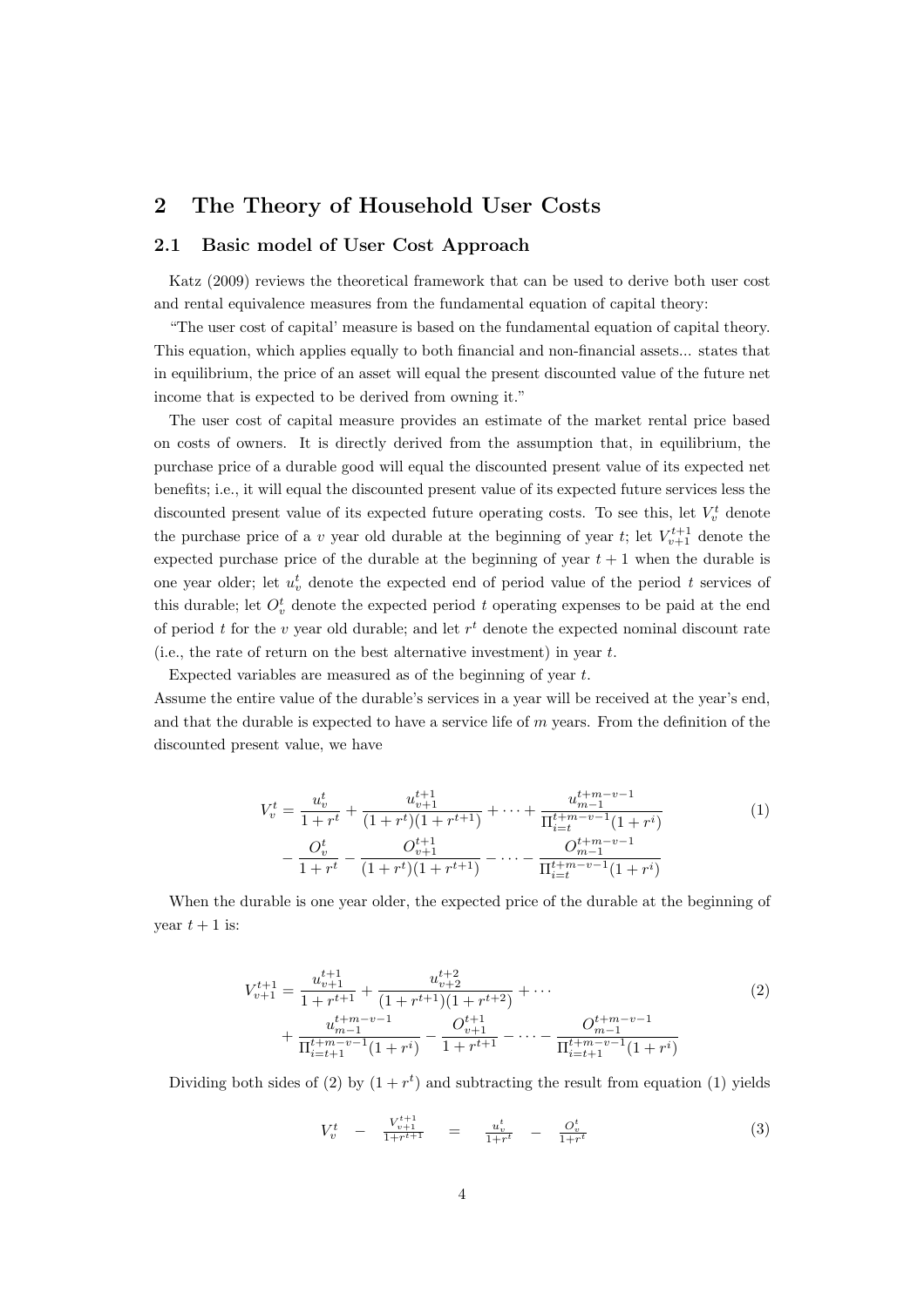## 2 The Theory of Household User Costs

### 2.1 Basic model of User Cost Approach

Katz (2009) reviews the theoretical framework that can be used to derive both user cost and rental equivalence measures from the fundamental equation of capital theory:

"The user cost of capital' measure is based on the fundamental equation of capital theory. This equation, which applies equally to both financial and non-financial assets... states that in equilibrium, the price of an asset will equal the present discounted value of the future net income that is expected to be derived from owning it."

The user cost of capital measure provides an estimate of the market rental price based on costs of owners. It is directly derived from the assumption that, in equilibrium, the purchase price of a durable good will equal the discounted present value of its expected net benefits; i.e., it will equal the discounted present value of its expected future services less the discounted present value of its expected future operating costs. To see this, let $V_v^t$ denote the purchase price of a $v$ year old durable at the beginning of year $t$; let $V_{v+1}^{t+1}$ denote the expected purchase price of the durable at the beginning of year $t+1$ when the durable is one year older; let $u_v^t$ denote the expected end of period value of the period $t$ services of this durable; let $O_v^t$ denote the expected period $t$ operating expenses to be paid at the end of period $t$ for the $v$ year old durable; and let $r^t$ denote the expected nominal discount rate (i.e., the rate of return on the best alternative investment) in year $t$.

Expected variables are measured as of the beginning of year $t$.
Assume the entire value of the durable's services in a year will be received at the year's end, and that the durable is expected to have a service life of $m$ years. From the definition of the discounted present value, we have

$$
\begin{aligned}
V_v^t = & \frac{u_v^t}{1+r^t} + \frac{u_{v+1}^{t+1}}{(1+r^t)(1+r^{t+1})} + \cdots + \frac{u_{m-1}^{t+m-v-1}}{\Pi_{i=t}^{t+m-v-1}(1+r^i)} \\
& - \frac{O_v^t}{1+r^t} - \frac{O_{v+1}^{t+1}}{(1+r^t)(1+r^{t+1})} - \cdots - \frac{O_{m-1}^{t+m-v-1}}{\Pi_{i=t}^{t+m-v-1}(1+r^i)}
\end{aligned}
\tag{1}
$$

When the durable is one year older, the expected price of the durable at the beginning of year $t+1$ is:

$$
\begin{aligned}
V_{v+1}^{t+1} = & \frac{u_{v+1}^{t+1}}{1+r^{t+1}} + \frac{u_{v+2}^{t+2}}{(1+r^{t+1})(1+r^{t+2})} + \cdots \\
& + \frac{u_{m-1}^{t+m-v-1}}{\Pi_{i=t+1}^{t+m-v-1}(1+r^i)} - \frac{O_{v+1}^{t+1}}{1+r^{t+1}} - \cdots - \frac{O_{m-1}^{t+m-v-1}}{\Pi_{i=t+1}^{t+m-v-1}(1+r^i)}
\end{aligned}
\tag{2}
$$

Dividing both sides of (2) by $(1+r^t)$ and subtracting the result from equation (1) yields

$$
V_v^t - \frac{V_{v+1}^{t+1}}{1+r^{t+1}} = \frac{u_v^t}{1+r^t} - \frac{O_v^t}{1+r^t}
\tag{3}
$$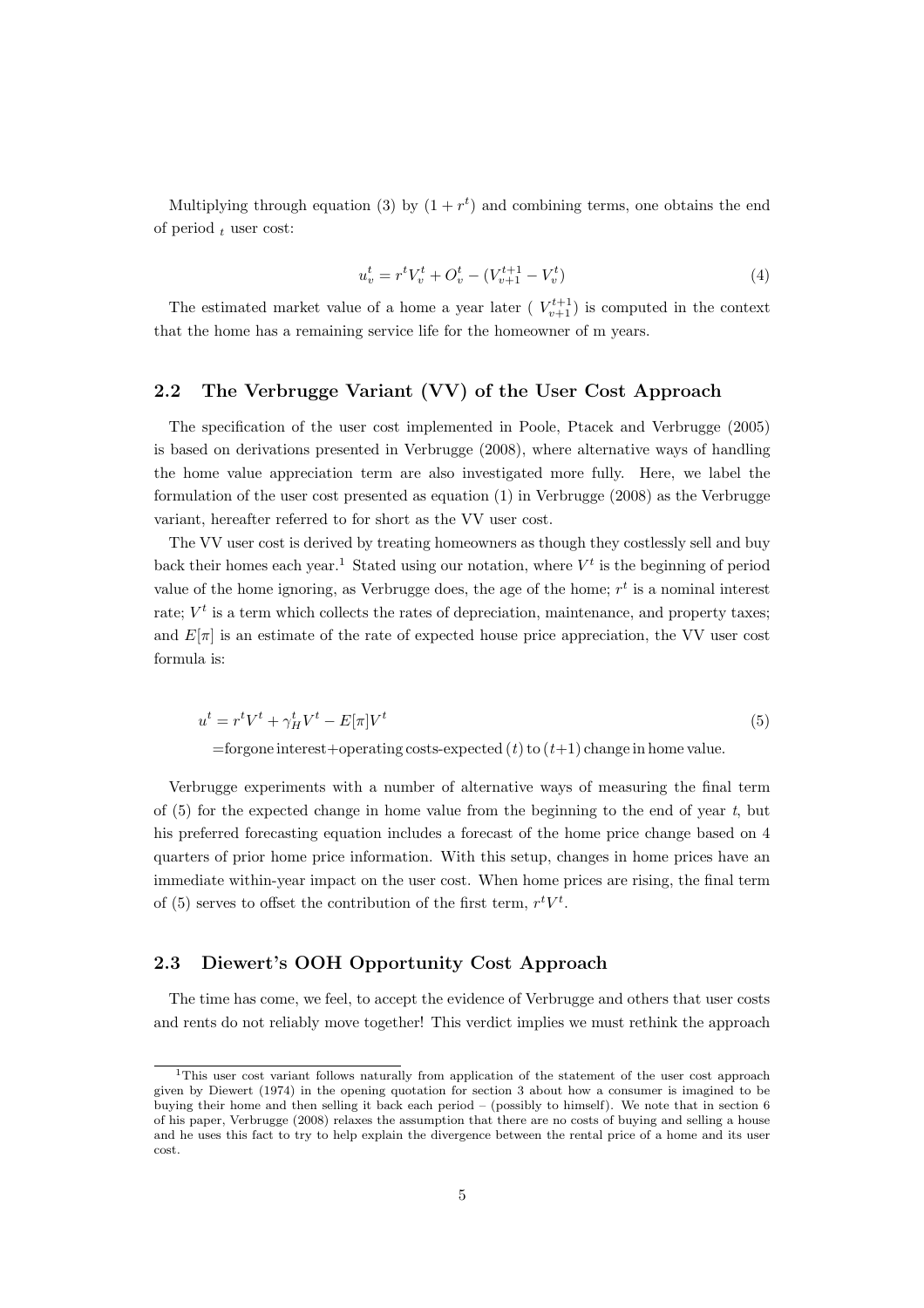Multiplying through equation (3) by $(1 + r^t)$ and combining terms, one obtains the end of period $_t$ user cost:

$$u_v^t = r^t V_v^t + O_v^t - (V_{v+1}^{t+1} - V_v^t) \tag{4}$$

The estimated market value of a home a year later ( $V_{v+1}^{t+1}$) is computed in the context that the home has a remaining service life for the homeowner of m years.

## 2.2 The Verbrugge Variant (VV) of the User Cost Approach

The specification of the user cost implemented in Poole, Ptacek and Verbrugge (2005) is based on derivations presented in Verbrugge (2008), where alternative ways of handling the home value appreciation term are also investigated more fully. Here, we label the formulation of the user cost presented as equation (1) in Verbrugge (2008) as the Verbrugge variant, hereafter referred to for short as the VV user cost.

The VV user cost is derived by treating homeowners as though they costlessly sell and buy back their homes each year.[1] Stated using our notation, where $V^t$ is the beginning of period value of the home ignoring, as Verbrugge does, the age of the home; $r^t$ is a nominal interest rate; $V^t$ is a term which collects the rates of depreciation, maintenance, and property taxes; and $E[\pi]$ is an estimate of the rate of expected house price appreciation, the VV user cost formula is:

$$\begin{aligned} u^t &= r^t V^t + \gamma_H^t V^t - E[\pi] V^t \\ &= \text{forgone interest} + \text{operating costs} - \text{expected } (t) \text{ to } (t{+}1) \text{ change in home value.} \end{aligned} \tag{5}$$

Verbrugge experiments with a number of alternative ways of measuring the final term of (5) for the expected change in home value from the beginning to the end of year $t$, but his preferred forecasting equation includes a forecast of the home price change based on 4 quarters of prior home price information. With this setup, changes in home prices have an immediate within-year impact on the user cost. When home prices are rising, the final term of (5) serves to offset the contribution of the first term, $r^t V^t$.

## 2.3 Diewert's OOH Opportunity Cost Approach

The time has come, we feel, to accept the evidence of Verbrugge and others that user costs and rents do not reliably move together! This verdict implies we must rethink the approach

[1] This user cost variant follows naturally from application of the statement of the user cost approach given by Diewert (1974) in the opening quotation for section 3 about how a consumer is imagined to be buying their home and then selling it back each period – (possibly to himself). We note that in section 6 of his paper, Verbrugge (2008) relaxes the assumption that there are no costs of buying and selling a house and he uses this fact to try to help explain the divergence between the rental price of a home and its user cost.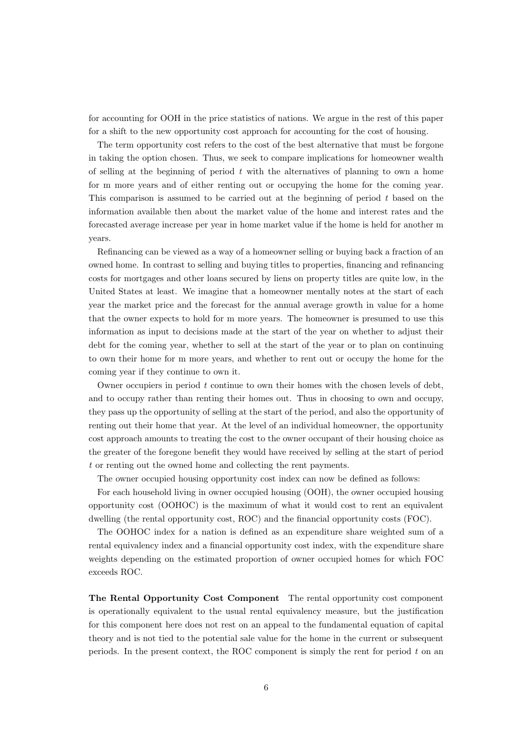for accounting for OOH in the price statistics of nations. We argue in the rest of this paper for a shift to the new opportunity cost approach for accounting for the cost of housing.

The term opportunity cost refers to the cost of the best alternative that must be forgone in taking the option chosen. Thus, we seek to compare implications for homeowner wealth of selling at the beginning of period $t$ with the alternatives of planning to own a home for m more years and of either renting out or occupying the home for the coming year. This comparison is assumed to be carried out at the beginning of period $t$ based on the information available then about the market value of the home and interest rates and the forecasted average increase per year in home market value if the home is held for another m years.

Refinancing can be viewed as a way of a homeowner selling or buying back a fraction of an owned home. In contrast to selling and buying titles to properties, financing and refinancing costs for mortgages and other loans secured by liens on property titles are quite low, in the United States at least. We imagine that a homeowner mentally notes at the start of each year the market price and the forecast for the annual average growth in value for a home that the owner expects to hold for m more years. The homeowner is presumed to use this information as input to decisions made at the start of the year on whether to adjust their debt for the coming year, whether to sell at the start of the year or to plan on continuing to own their home for m more years, and whether to rent out or occupy the home for the coming year if they continue to own it.

Owner occupiers in period $t$ continue to own their homes with the chosen levels of debt, and to occupy rather than renting their homes out. Thus in choosing to own and occupy, they pass up the opportunity of selling at the start of the period, and also the opportunity of renting out their home that year. At the level of an individual homeowner, the opportunity cost approach amounts to treating the cost to the owner occupant of their housing choice as the greater of the foregone benefit they would have received by selling at the start of period $t$ or renting out the owned home and collecting the rent payments.

The owner occupied housing opportunity cost index can now be defined as follows:

For each household living in owner occupied housing (OOH), the owner occupied housing opportunity cost (OOHOC) is the maximum of what it would cost to rent an equivalent dwelling (the rental opportunity cost, ROC) and the financial opportunity costs (FOC).

The OOHOC index for a nation is defined as an expenditure share weighted sum of a rental equivalency index and a financial opportunity cost index, with the expenditure share weights depending on the estimated proportion of owner occupied homes for which FOC exceeds ROC.

**The Rental Opportunity Cost Component** The rental opportunity cost component is operationally equivalent to the usual rental equivalency measure, but the justification for this component here does not rest on an appeal to the fundamental equation of capital theory and is not tied to the potential sale value for the home in the current or subsequent periods. In the present context, the ROC component is simply the rent for period $t$ on an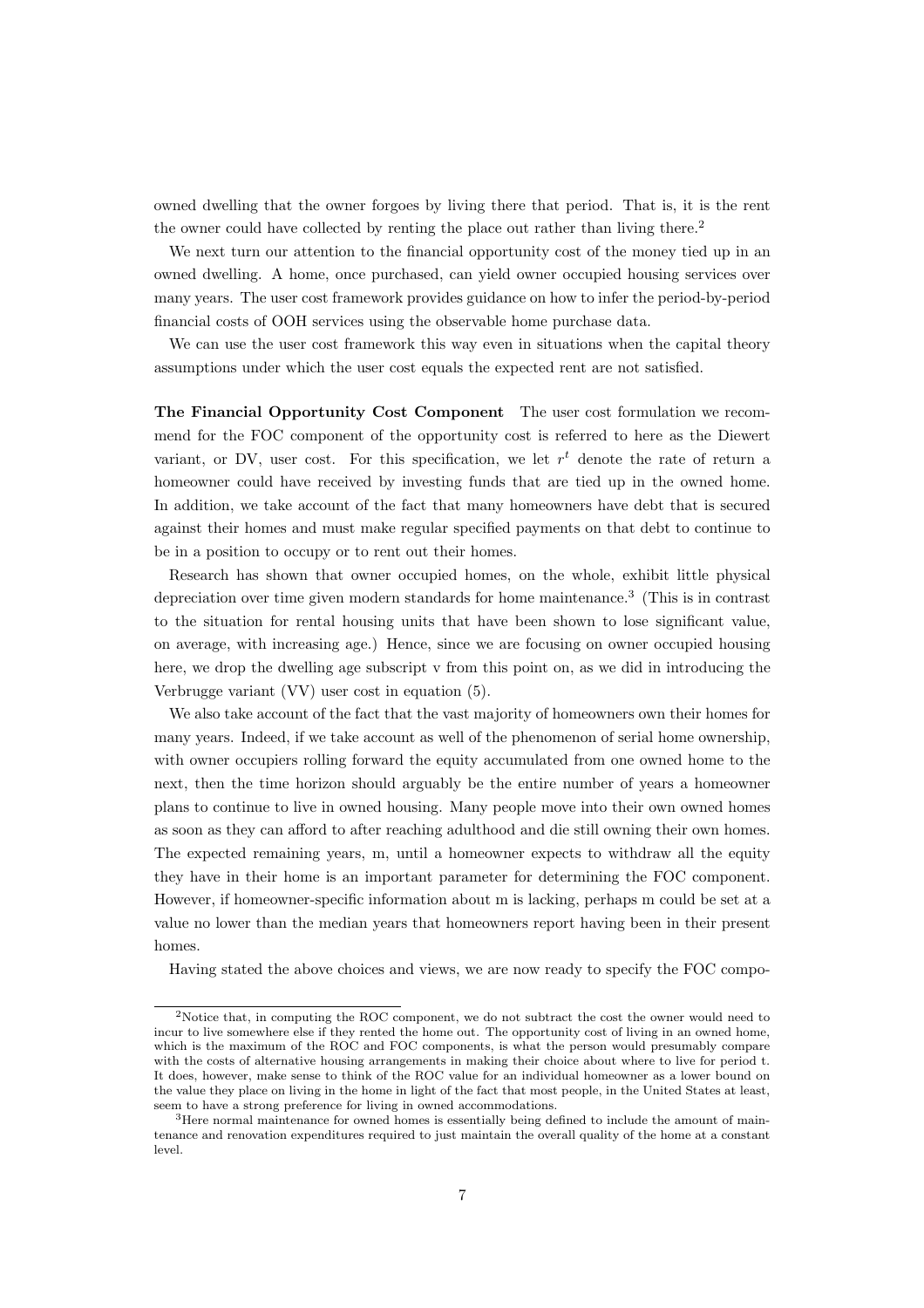owned dwelling that the owner forgoes by living there that period. That is, it is the rent the owner could have collected by renting the place out rather than living there.[2]

We next turn our attention to the financial opportunity cost of the money tied up in an owned dwelling. A home, once purchased, can yield owner occupied housing services over many years. The user cost framework provides guidance on how to infer the period-by-period financial costs of OOH services using the observable home purchase data.

We can use the user cost framework this way even in situations when the capital theory assumptions under which the user cost equals the expected rent are not satisfied.

**The Financial Opportunity Cost Component** The user cost formulation we recommend for the FOC component of the opportunity cost is referred to here as the Diewert variant, or DV, user cost. For this specification, we let $r^t$ denote the rate of return a homeowner could have received by investing funds that are tied up in the owned home. In addition, we take account of the fact that many homeowners have debt that is secured against their homes and must make regular specified payments on that debt to continue to be in a position to occupy or to rent out their homes.

Research has shown that owner occupied homes, on the whole, exhibit little physical depreciation over time given modern standards for home maintenance.[3] (This is in contrast to the situation for rental housing units that have been shown to lose significant value, on average, with increasing age.) Hence, since we are focusing on owner occupied housing here, we drop the dwelling age subscript v from this point on, as we did in introducing the Verbrugge variant (VV) user cost in equation (5).

We also take account of the fact that the vast majority of homeowners own their homes for many years. Indeed, if we take account as well of the phenomenon of serial home ownership, with owner occupiers rolling forward the equity accumulated from one owned home to the next, then the time horizon should arguably be the entire number of years a homeowner plans to continue to live in owned housing. Many people move into their own owned homes as soon as they can afford to after reaching adulthood and die still owning their own homes. The expected remaining years, m, until a homeowner expects to withdraw all the equity they have in their home is an important parameter for determining the FOC component. However, if homeowner-specific information about m is lacking, perhaps m could be set at a value no lower than the median years that homeowners report having been in their present homes.

Having stated the above choices and views, we are now ready to specify the FOC compo-

[2] Notice that, in computing the ROC component, we do not subtract the cost the owner would need to incur to live somewhere else if they rented the home out. The opportunity cost of living in an owned home, which is the maximum of the ROC and FOC components, is what the person would presumably compare with the costs of alternative housing arrangements in making their choice about where to live for period t. It does, however, make sense to think of the ROC value for an individual homeowner as a lower bound on the value they place on living in the home in light of the fact that most people, in the United States at least, seem to have a strong preference for living in owned accommodations.

[3] Here normal maintenance for owned homes is essentially being defined to include the amount of maintenance and renovation expenditures required to just maintain the overall quality of the home at a constant level.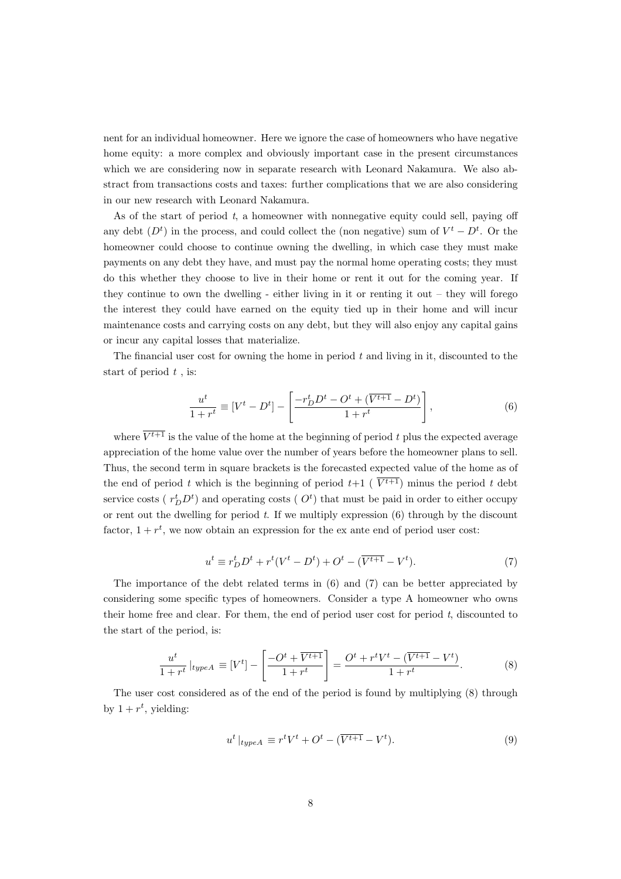nent for an individual homeowner. Here we ignore the case of homeowners who have negative home equity: a more complex and obviously important case in the present circumstances which we are considering now in separate research with Leonard Nakamura. We also abstract from transactions costs and taxes: further complications that we are also considering in our new research with Leonard Nakamura.

As of the start of period $t$, a homeowner with nonnegative equity could sell, paying off any debt ($D^t$) in the process, and could collect the (non negative) sum of $V^t - D^t$. Or the homeowner could choose to continue owning the dwelling, in which case they must make payments on any debt they have, and must pay the normal home operating costs; they must do this whether they choose to live in their home or rent it out for the coming year. If they continue to own the dwelling - either living in it or renting it out – they will forego the interest they could have earned on the equity tied up in their home and will incur maintenance costs and carrying costs on any debt, but they will also enjoy any capital gains or incur any capital losses that materialize.

The financial user cost for owning the home in period $t$ and living in it, discounted to the start of period $t$ , is:

$$\frac{u^t}{1+r^t} \equiv [V^t - D^t] - \left[\frac{-r_D^t D^t - O^t + (\overline{V^{t+1}} - D^t)}{1+r^t}\right], \tag{6}$$

where $\overline{V^{t+1}}$ is the value of the home at the beginning of period $t$ plus the expected average appreciation of the home value over the number of years before the homeowner plans to sell. Thus, the second term in square brackets is the forecasted expected value of the home as of the end of period $t$ which is the beginning of period $t$+1 ( $\overline{V^{t+1}}$) minus the period $t$ debt service costs ( $r_D^t D^t$) and operating costs ( $O^t$) that must be paid in order to either occupy or rent out the dwelling for period $t$. If we multiply expression (6) through by the discount factor, $1 + r^t$, we now obtain an expression for the ex ante end of period user cost:

$$u^t \equiv r_D^t D^t + r^t(V^t - D^t) + O^t - (\overline{V^{t+1}} - V^t). \tag{7}$$

The importance of the debt related terms in (6) and (7) can be better appreciated by considering some specific types of homeowners. Consider a type A homeowner who owns their home free and clear. For them, the end of period user cost for period $t$, discounted to the start of the period, is:

$$\frac{u^t}{1+r^t}\,|_{typeA} \equiv [V^t] - \left[\frac{-O^t + \overline{V^{t+1}}}{1+r^t}\right] = \frac{O^t + r^t V^t - (\overline{V^{t+1}} - V^t)}{1+r^t}. \tag{8}$$

The user cost considered as of the end of the period is found by multiplying (8) through by $1 + r^t$, yielding:

$$u^t\,|_{typeA} \equiv r^t V^t + O^t - (\overline{V^{t+1}} - V^t). \tag{9}$$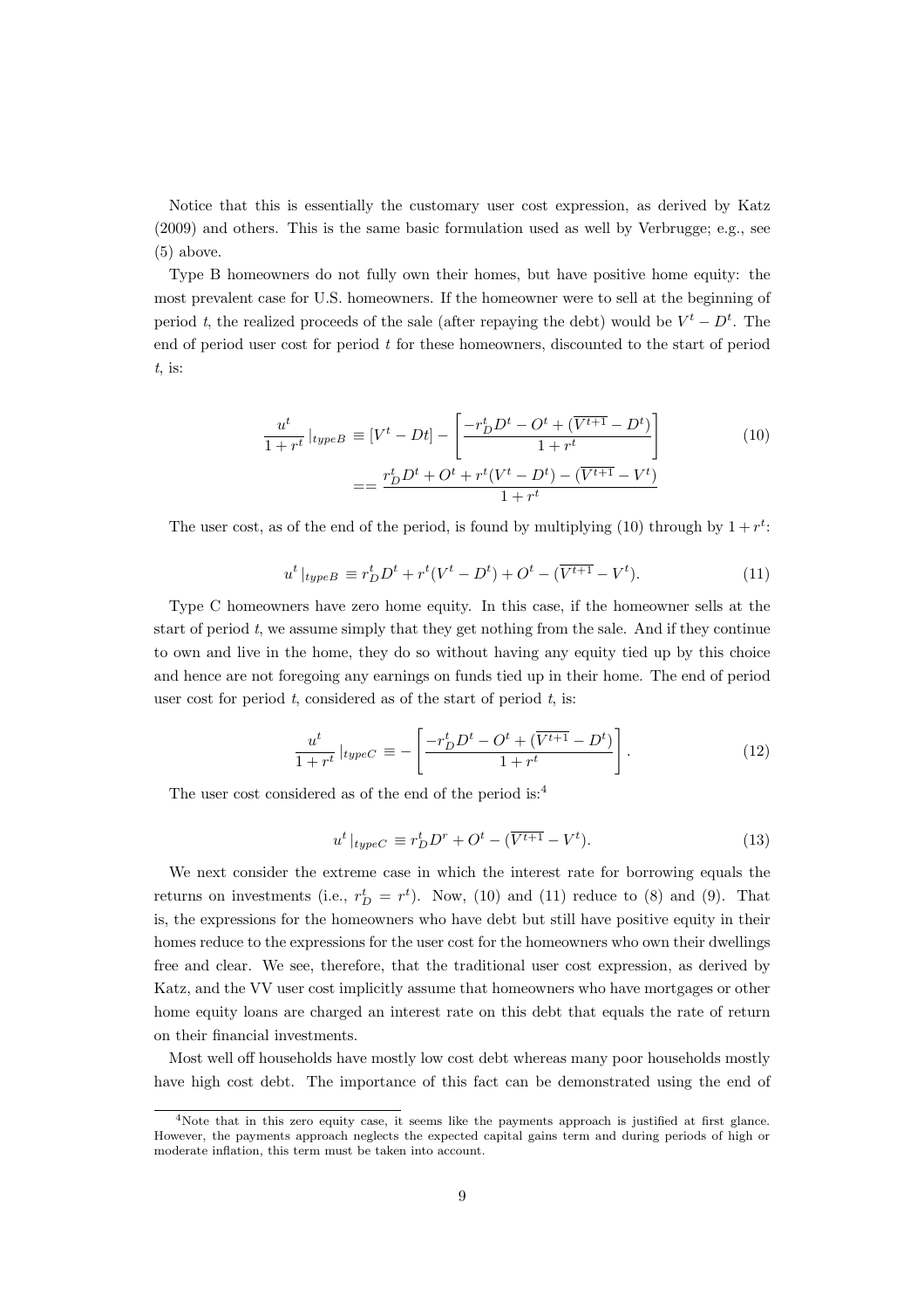Notice that this is essentially the customary user cost expression, as derived by Katz (2009) and others. This is the same basic formulation used as well by Verbrugge; e.g., see (5) above.

Type B homeowners do not fully own their homes, but have positive home equity: the most prevalent case for U.S. homeowners. If the homeowner were to sell at the beginning of period $t$, the realized proceeds of the sale (after repaying the debt) would be $V^t - D^t$. The end of period user cost for period $t$ for these homeowners, discounted to the start of period $t$, is:

$$\frac{u^t}{1+r^t}\,|_{typeB} \equiv [V^t - Dt] - \left[\frac{-r_D^t D^t - O^t + (\overline{V^{t+1}} - D^t)}{1+r^t}\right] \tag{10}$$
$$== \frac{r_D^t D^t + O^t + r^t(V^t - D^t) - (\overline{V^{t+1}} - V^t)}{1+r^t}$$

The user cost, as of the end of the period, is found by multiplying (10) through by $1 + r^t$:

$$u^t\,|_{typeB} \equiv r_D^t D^t + r^t(V^t - D^t) + O^t - (\overline{V^{t+1}} - V^t). \tag{11}$$

Type C homeowners have zero home equity. In this case, if the homeowner sells at the start of period $t$, we assume simply that they get nothing from the sale. And if they continue to own and live in the home, they do so without having any equity tied up by this choice and hence are not foregoing any earnings on funds tied up in their home. The end of period user cost for period $t$, considered as of the start of period $t$, is:

$$\frac{u^t}{1+r^t}\,|_{typeC} \equiv -\left[\frac{-r_D^t D^t - O^t + (\overline{V^{t+1}} - D^t)}{1+r^t}\right]. \tag{12}$$

The user cost considered as of the end of the period is:[4]

$$u^t\,|_{typeC} \equiv r_D^t D^r + O^t - (\overline{V^{t+1}} - V^t). \tag{13}$$

We next consider the extreme case in which the interest rate for borrowing equals the returns on investments (i.e., $r_D^t = r^t$). Now, (10) and (11) reduce to (8) and (9). That is, the expressions for the homeowners who have debt but still have positive equity in their homes reduce to the expressions for the user cost for the homeowners who own their dwellings free and clear. We see, therefore, that the traditional user cost expression, as derived by Katz, and the VV user cost implicitly assume that homeowners who have mortgages or other home equity loans are charged an interest rate on this debt that equals the rate of return on their financial investments.

Most well off households have mostly low cost debt whereas many poor households mostly have high cost debt. The importance of this fact can be demonstrated using the end of

[4]Note that in this zero equity case, it seems like the payments approach is justified at first glance. However, the payments approach neglects the expected capital gains term and during periods of high or moderate inflation, this term must be taken into account.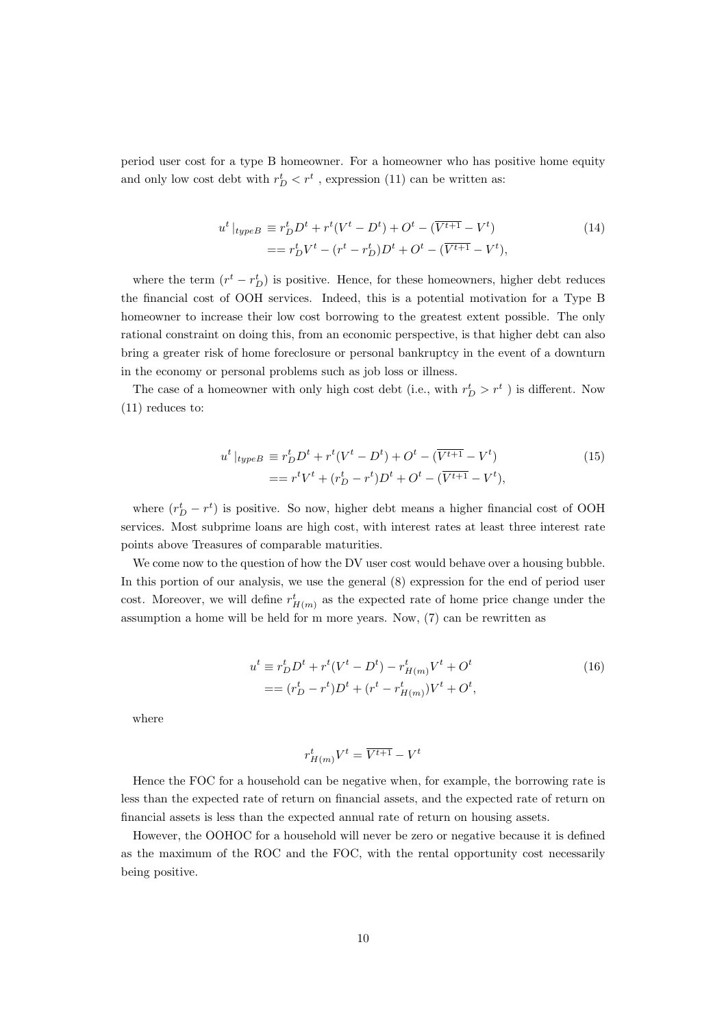period user cost for a type B homeowner. For a homeowner who has positive home equity and only low cost debt with $r_D^t < r^t$ , expression (11) can be written as:

$$
\begin{aligned}
u^t\,|_{typeB} &\equiv r_D^t D^t + r^t(V^t - D^t) + O^t - (\overline{V^{t+1}} - V^t) \\
&== r_D^t V^t - (r^t - r_D^t)D^t + O^t - (\overline{V^{t+1}} - V^t),
\end{aligned} \tag{14}
$$

where the term $(r^t - r_D^t)$ is positive. Hence, for these homeowners, higher debt reduces the financial cost of OOH services. Indeed, this is a potential motivation for a Type B homeowner to increase their low cost borrowing to the greatest extent possible. The only rational constraint on doing this, from an economic perspective, is that higher debt can also bring a greater risk of home foreclosure or personal bankruptcy in the event of a downturn in the economy or personal problems such as job loss or illness.

The case of a homeowner with only high cost debt (i.e., with $r_D^t > r^t$ ) is different. Now (11) reduces to:

$$
\begin{aligned}
u^t\,|_{typeB} &\equiv r_D^t D^t + r^t(V^t - D^t) + O^t - (\overline{V^{t+1}} - V^t) \\
&== r^t V^t + (r_D^t - r^t)D^t + O^t - (\overline{V^{t+1}} - V^t),
\end{aligned} \tag{15}
$$

where $(r_D^t - r^t)$ is positive. So now, higher debt means a higher financial cost of OOH services. Most subprime loans are high cost, with interest rates at least three interest rate points above Treasures of comparable maturities.

We come now to the question of how the DV user cost would behave over a housing bubble. In this portion of our analysis, we use the general (8) expression for the end of period user cost. Moreover, we will define $r_{H(m)}^t$ as the expected rate of home price change under the assumption a home will be held for m more years. Now, (7) can be rewritten as

$$
\begin{aligned}
u^t &\equiv r_D^t D^t + r^t(V^t - D^t) - r_{H(m)}^t V^t + O^t \\
&== (r_D^t - r^t)D^t + (r^t - r_{H(m)}^t)V^t + O^t,
\end{aligned} \tag{16}
$$

where

$$
r_{H(m)}^t V^t = \overline{V^{t+1}} - V^t
$$

Hence the FOC for a household can be negative when, for example, the borrowing rate is less than the expected rate of return on financial assets, and the expected rate of return on financial assets is less than the expected annual rate of return on housing assets.

However, the OOHOC for a household will never be zero or negative because it is defined as the maximum of the ROC and the FOC, with the rental opportunity cost necessarily being positive.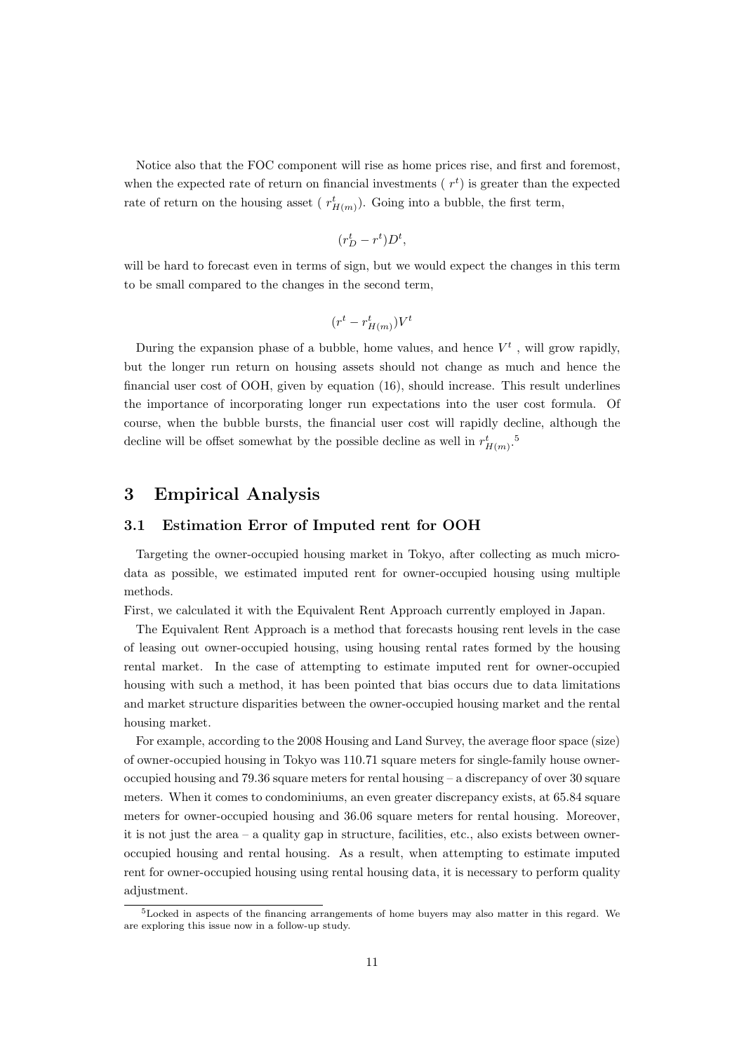Notice also that the FOC component will rise as home prices rise, and first and foremost, when the expected rate of return on financial investments ( $r^t$) is greater than the expected rate of return on the housing asset ( $r^t_{H(m)}$). Going into a bubble, the first term,

$$(r^t_D - r^t)D^t,$$

will be hard to forecast even in terms of sign, but we would expect the changes in this term to be small compared to the changes in the second term,

$$(r^t - r^t_{H(m)})V^t$$

During the expansion phase of a bubble, home values, and hence $V^t$ , will grow rapidly, but the longer run return on housing assets should not change as much and hence the financial user cost of OOH, given by equation (16), should increase. This result underlines the importance of incorporating longer run expectations into the user cost formula. Of course, when the bubble bursts, the financial user cost will rapidly decline, although the decline will be offset somewhat by the possible decline as well in $r^t_{H(m)}$.[5]

# 3 Empirical Analysis

## 3.1 Estimation Error of Imputed rent for OOH

Targeting the owner-occupied housing market in Tokyo, after collecting as much micro-data as possible, we estimated imputed rent for owner-occupied housing using multiple methods.

First, we calculated it with the Equivalent Rent Approach currently employed in Japan.

The Equivalent Rent Approach is a method that forecasts housing rent levels in the case of leasing out owner-occupied housing, using housing rental rates formed by the housing rental market. In the case of attempting to estimate imputed rent for owner-occupied housing with such a method, it has been pointed that bias occurs due to data limitations and market structure disparities between the owner-occupied housing market and the rental housing market.

For example, according to the 2008 Housing and Land Survey, the average floor space (size) of owner-occupied housing in Tokyo was 110.71 square meters for single-family house owner-occupied housing and 79.36 square meters for rental housing – a discrepancy of over 30 square meters. When it comes to condominiums, an even greater discrepancy exists, at 65.84 square meters for owner-occupied housing and 36.06 square meters for rental housing. Moreover, it is not just the area – a quality gap in structure, facilities, etc., also exists between owner-occupied housing and rental housing. As a result, when attempting to estimate imputed rent for owner-occupied housing using rental housing data, it is necessary to perform quality adjustment.

[5] Locked in aspects of the financing arrangements of home buyers may also matter in this regard. We are exploring this issue now in a follow-up study.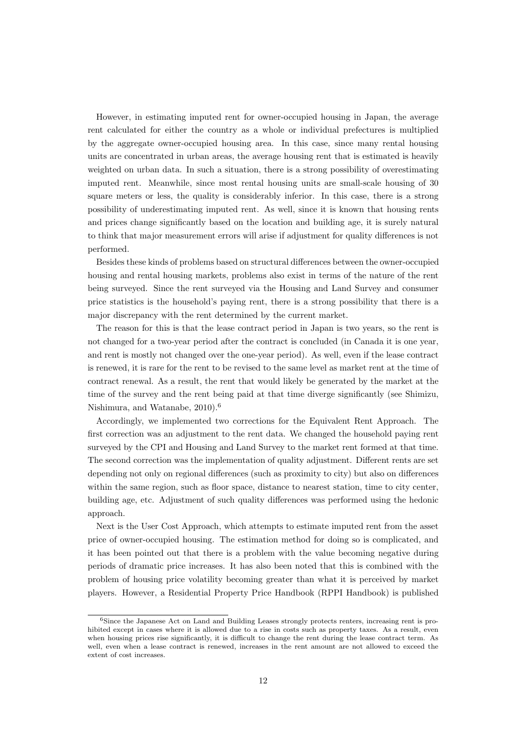However, in estimating imputed rent for owner-occupied housing in Japan, the average rent calculated for either the country as a whole or individual prefectures is multiplied by the aggregate owner-occupied housing area. In this case, since many rental housing units are concentrated in urban areas, the average housing rent that is estimated is heavily weighted on urban data. In such a situation, there is a strong possibility of overestimating imputed rent. Meanwhile, since most rental housing units are small-scale housing of 30 square meters or less, the quality is considerably inferior. In this case, there is a strong possibility of underestimating imputed rent. As well, since it is known that housing rents and prices change significantly based on the location and building age, it is surely natural to think that major measurement errors will arise if adjustment for quality differences is not performed.

Besides these kinds of problems based on structural differences between the owner-occupied housing and rental housing markets, problems also exist in terms of the nature of the rent being surveyed. Since the rent surveyed via the Housing and Land Survey and consumer price statistics is the household's paying rent, there is a strong possibility that there is a major discrepancy with the rent determined by the current market.

The reason for this is that the lease contract period in Japan is two years, so the rent is not changed for a two-year period after the contract is concluded (in Canada it is one year, and rent is mostly not changed over the one-year period). As well, even if the lease contract is renewed, it is rare for the rent to be revised to the same level as market rent at the time of contract renewal. As a result, the rent that would likely be generated by the market at the time of the survey and the rent being paid at that time diverge significantly (see Shimizu, Nishimura, and Watanabe, 2010).[6]

Accordingly, we implemented two corrections for the Equivalent Rent Approach. The first correction was an adjustment to the rent data. We changed the household paying rent surveyed by the CPI and Housing and Land Survey to the market rent formed at that time. The second correction was the implementation of quality adjustment. Different rents are set depending not only on regional differences (such as proximity to city) but also on differences within the same region, such as floor space, distance to nearest station, time to city center, building age, etc. Adjustment of such quality differences was performed using the hedonic approach.

Next is the User Cost Approach, which attempts to estimate imputed rent from the asset price of owner-occupied housing. The estimation method for doing so is complicated, and it has been pointed out that there is a problem with the value becoming negative during periods of dramatic price increases. It has also been noted that this is combined with the problem of housing price volatility becoming greater than what it is perceived by market players. However, a Residential Property Price Handbook (RPPI Handbook) is published

[6] Since the Japanese Act on Land and Building Leases strongly protects renters, increasing rent is prohibited except in cases where it is allowed due to a rise in costs such as property taxes. As a result, even when housing prices rise significantly, it is difficult to change the rent during the lease contract term. As well, even when a lease contract is renewed, increases in the rent amount are not allowed to exceed the extent of cost increases.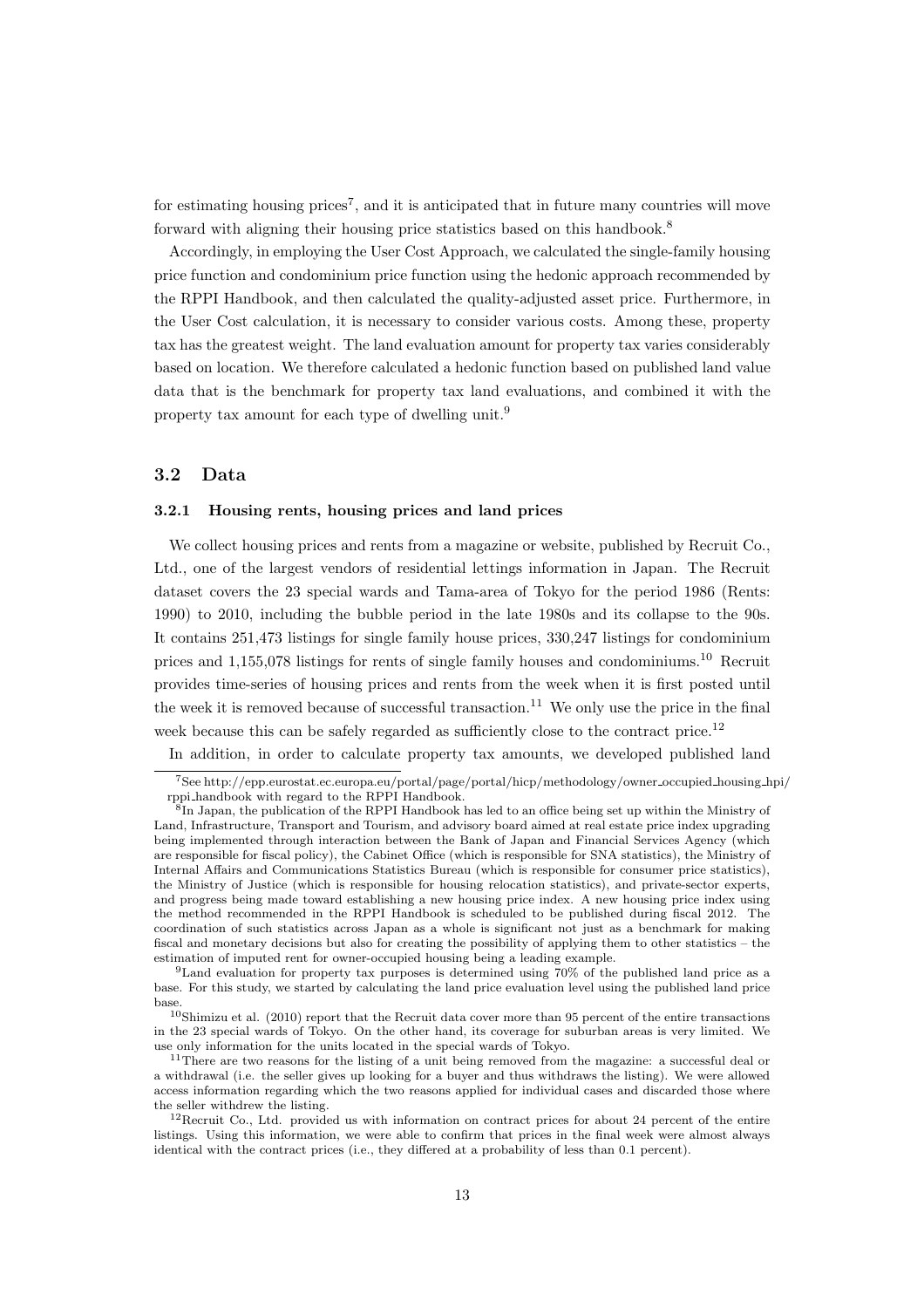for estimating housing prices[7], and it is anticipated that in future many countries will move forward with aligning their housing price statistics based on this handbook.[8]

Accordingly, in employing the User Cost Approach, we calculated the single-family housing price function and condominium price function using the hedonic approach recommended by the RPPI Handbook, and then calculated the quality-adjusted asset price. Furthermore, in the User Cost calculation, it is necessary to consider various costs. Among these, property tax has the greatest weight. The land evaluation amount for property tax varies considerably based on location. We therefore calculated a hedonic function based on published land value data that is the benchmark for property tax land evaluations, and combined it with the property tax amount for each type of dwelling unit.[9]

## 3.2 Data

### 3.2.1 Housing rents, housing prices and land prices

We collect housing prices and rents from a magazine or website, published by Recruit Co., Ltd., one of the largest vendors of residential lettings information in Japan. The Recruit dataset covers the 23 special wards and Tama-area of Tokyo for the period 1986 (Rents: 1990) to 2010, including the bubble period in the late 1980s and its collapse to the 90s. It contains 251,473 listings for single family house prices, 330,247 listings for condominium prices and 1,155,078 listings for rents of single family houses and condominiums.[10] Recruit provides time-series of housing prices and rents from the week when it is first posted until the week it is removed because of successful transaction.[11] We only use the price in the final week because this can be safely regarded as sufficiently close to the contract price.[12]

In addition, in order to calculate property tax amounts, we developed published land

---

[7]See http://epp.eurostat.ec.europa.eu/portal/page/portal/hicp/methodology/owner_occupied_housing_hpi/rppi_handbook with regard to the RPPI Handbook.

[8]In Japan, the publication of the RPPI Handbook has led to an office being set up within the Ministry of Land, Infrastructure, Transport and Tourism, and advisory board aimed at real estate price index upgrading being implemented through interaction between the Bank of Japan and Financial Services Agency (which are responsible for fiscal policy), the Cabinet Office (which is responsible for SNA statistics), the Ministry of Internal Affairs and Communications Statistics Bureau (which is responsible for consumer price statistics), the Ministry of Justice (which is responsible for housing relocation statistics), and private-sector experts, and progress being made toward establishing a new housing price index. A new housing price index using the method recommended in the RPPI Handbook is scheduled to be published during fiscal 2012. The coordination of such statistics across Japan as a whole is significant not just as a benchmark for making fiscal and monetary decisions but also for creating the possibility of applying them to other statistics – the estimation of imputed rent for owner-occupied housing being a leading example.

[9]Land evaluation for property tax purposes is determined using 70% of the published land price as a base. For this study, we started by calculating the land price evaluation level using the published land price base.

[10]Shimizu et al. (2010) report that the Recruit data cover more than 95 percent of the entire transactions in the 23 special wards of Tokyo. On the other hand, its coverage for suburban areas is very limited. We use only information for the units located in the special wards of Tokyo.

[11]There are two reasons for the listing of a unit being removed from the magazine: a successful deal or a withdrawal (i.e. the seller gives up looking for a buyer and thus withdraws the listing). We were allowed access information regarding which the two reasons applied for individual cases and discarded those where the seller withdrew the listing.

[12]Recruit Co., Ltd. provided us with information on contract prices for about 24 percent of the entire listings. Using this information, we were able to confirm that prices in the final week were almost always identical with the contract prices (i.e., they differed at a probability of less than 0.1 percent).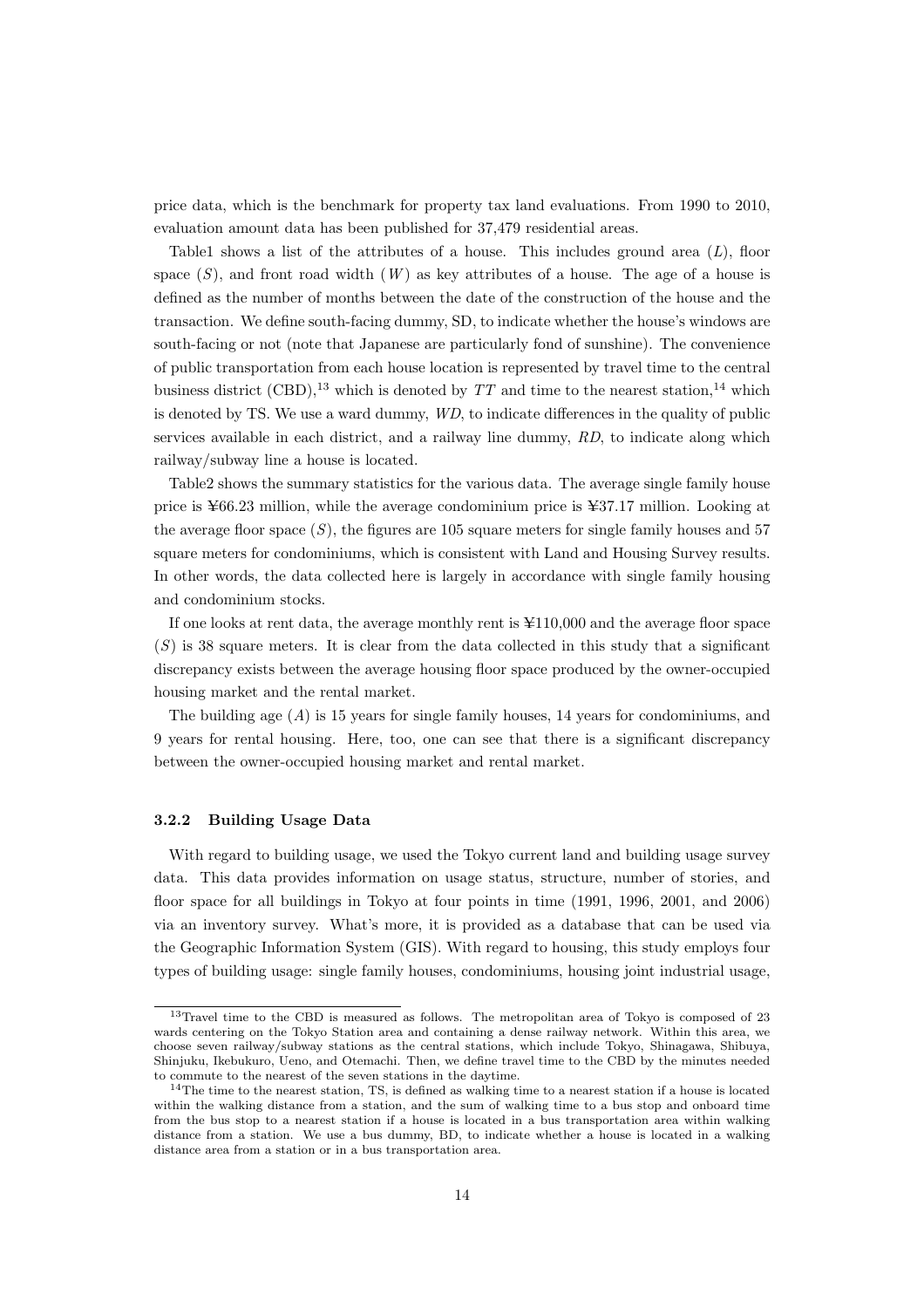price data, which is the benchmark for property tax land evaluations. From 1990 to 2010, evaluation amount data has been published for 37,479 residential areas.

Table1 shows a list of the attributes of a house. This includes ground area ($L$), floor space ($S$), and front road width ($W$) as key attributes of a house. The age of a house is defined as the number of months between the date of the construction of the house and the transaction. We define south-facing dummy, SD, to indicate whether the house's windows are south-facing or not (note that Japanese are particularly fond of sunshine). The convenience of public transportation from each house location is represented by travel time to the central business district (CBD),[13] which is denoted by $TT$ and time to the nearest station,[14] which is denoted by TS. We use a ward dummy, *WD*, to indicate differences in the quality of public services available in each district, and a railway line dummy, *RD*, to indicate along which railway/subway line a house is located.

Table2 shows the summary statistics for the various data. The average single family house price is ¥66.23 million, while the average condominium price is ¥37.17 million. Looking at the average floor space ($S$), the figures are 105 square meters for single family houses and 57 square meters for condominiums, which is consistent with Land and Housing Survey results. In other words, the data collected here is largely in accordance with single family housing and condominium stocks.

If one looks at rent data, the average monthly rent is ¥110,000 and the average floor space ($S$) is 38 square meters. It is clear from the data collected in this study that a significant discrepancy exists between the average housing floor space produced by the owner-occupied housing market and the rental market.

The building age ($A$) is 15 years for single family houses, 14 years for condominiums, and 9 years for rental housing. Here, too, one can see that there is a significant discrepancy between the owner-occupied housing market and rental market.

### 3.2.2 Building Usage Data

With regard to building usage, we used the Tokyo current land and building usage survey data. This data provides information on usage status, structure, number of stories, and floor space for all buildings in Tokyo at four points in time (1991, 1996, 2001, and 2006) via an inventory survey. What's more, it is provided as a database that can be used via the Geographic Information System (GIS). With regard to housing, this study employs four types of building usage: single family houses, condominiums, housing joint industrial usage,

---

[13] Travel time to the CBD is measured as follows. The metropolitan area of Tokyo is composed of 23 wards centering on the Tokyo Station area and containing a dense railway network. Within this area, we choose seven railway/subway stations as the central stations, which include Tokyo, Shinagawa, Shibuya, Shinjuku, Ikebukuro, Ueno, and Otemachi. Then, we define travel time to the CBD by the minutes needed to commute to the nearest of the seven stations in the daytime.

[14] The time to the nearest station, TS, is defined as walking time to a nearest station if a house is located within the walking distance from a station, and the sum of walking time to a bus stop and onboard time from the bus stop to a nearest station if a house is located in a bus transportation area within walking distance from a station. We use a bus dummy, BD, to indicate whether a house is located in a walking distance area from a station or in a bus transportation area.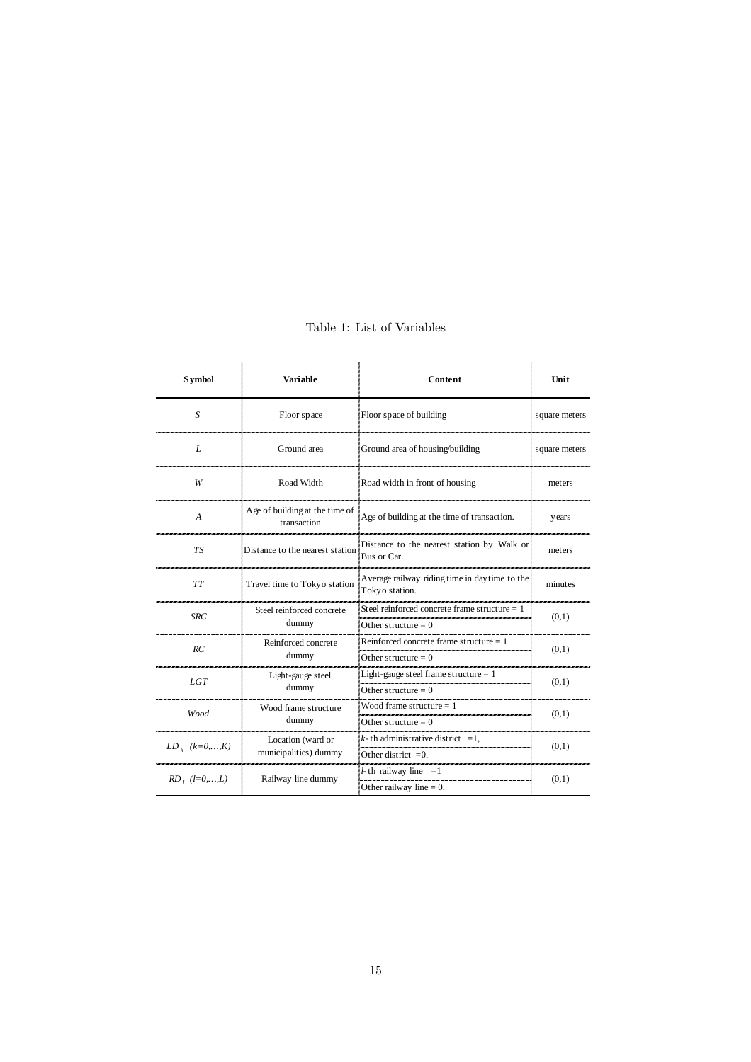Table 1: List of Variables

| Symbol | Variable | Content | Unit |
|---|---|---|---|
| $S$ | Floor space | Floor space of building | square meters |
| $L$ | Ground area | Ground area of housing/building | square meters |
| $W$ | Road Width | Road width in front of housing | meters |
| $A$ | Age of building at the time of transaction | Age of building at the time of transaction. | years |
| $TS$ | Distance to the nearest station | Distance to the nearest station by Walk or Bus or Car. | meters |
| $TT$ | Travel time to Tokyo station | Average railway riding time in daytime to the Tokyo station. | minutes |
| $SRC$ | Steel reinforced concrete dummy | Steel reinforced concrete frame structure = 1<br>Other structure = 0 | (0,1) |
| $RC$ | Reinforced concrete dummy | Reinforced concrete frame structure = 1<br>Other structure = 0 | (0,1) |
| $LGT$ | Light-gauge steel dummy | Light-gauge steel frame structure = 1<br>Other structure = 0 | (0,1) |
| $Wood$ | Wood frame structure dummy | Wood frame structure = 1<br>Other structure = 0 | (0,1) |
| $LD_k$ $(k=0,\ldots,K)$ | Location (ward or municipalities) dummy | $k$-th administrative district =1,<br>Other district =0. | (0,1) |
| $RD_l$ $(l=0,\ldots,L)$ | Railway line dummy | $l$-th railway line =1<br>Other railway line = 0. | (0,1) |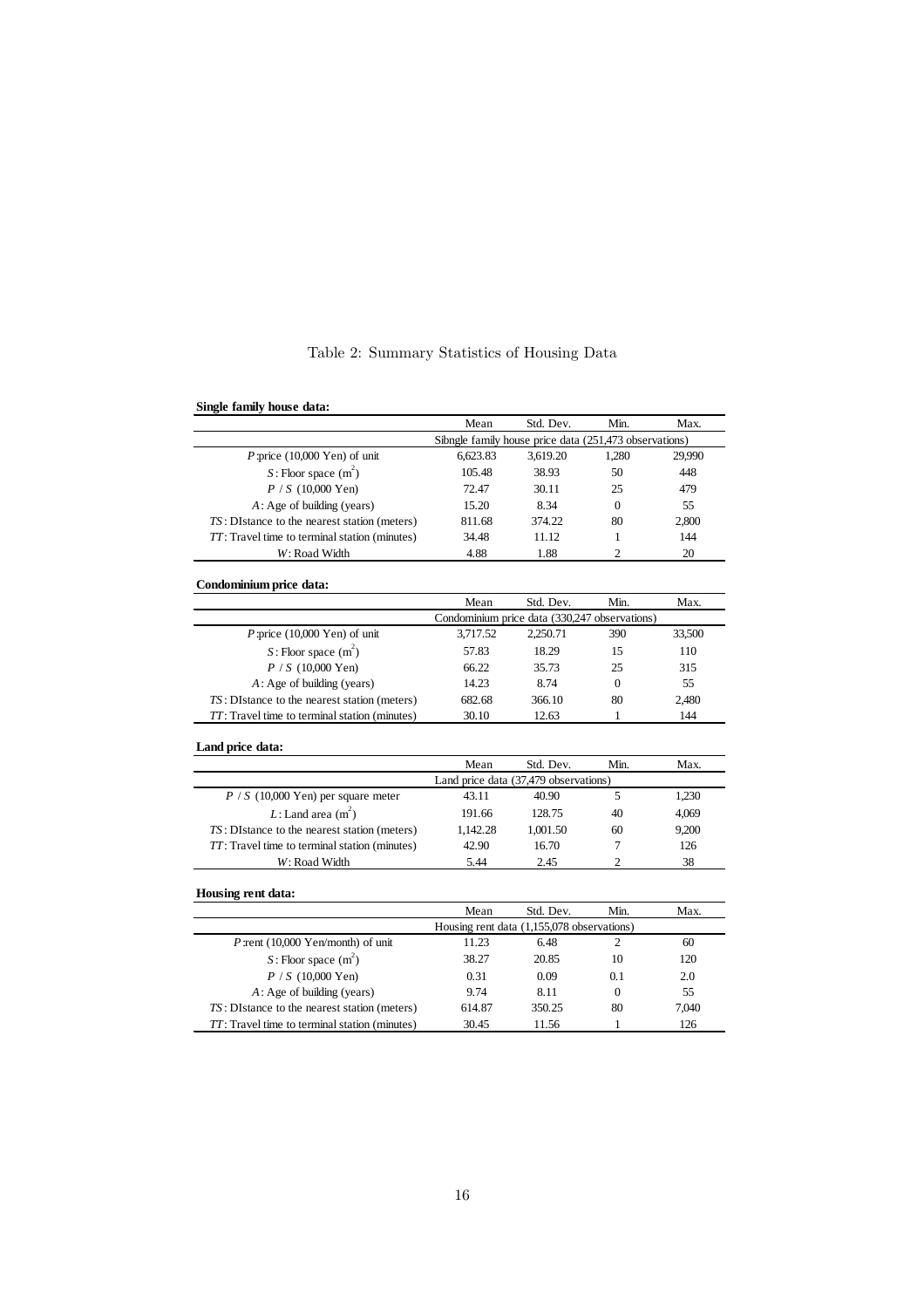Table 2: Summary Statistics of Housing Data

**Single family house data:**

| | Mean | Std. Dev. | Min. | Max. |
|---|---|---|---|---|
| | Sibngle family house price data (251,473 observations) | | | |
| $P$:price (10,000 Yen) of unit | 6,623.83 | 3,619.20 | 1,280 | 29,990 |
| $S$: Floor space ($m^2$) | 105.48 | 38.93 | 50 | 448 |
| $P$ / $S$ (10,000 Yen) | 72.47 | 30.11 | 25 | 479 |
| $A$: Age of building (years) | 15.20 | 8.34 | 0 | 55 |
| $TS$: DIstance to the nearest station (meters) | 811.68 | 374.22 | 80 | 2,800 |
| $TT$: Travel time to terminal station (minutes) | 34.48 | 11.12 | 1 | 144 |
| $W$: Road Width | 4.88 | 1.88 | 2 | 20 |

**Condominium price data:**

| | Mean | Std. Dev. | Min. | Max. |
|---|---|---|---|---|
| | Condominium price data (330,247 observations) | | | |
| $P$:price (10,000 Yen) of unit | 3,717.52 | 2,250.71 | 390 | 33,500 |
| $S$: Floor space ($m^2$) | 57.83 | 18.29 | 15 | 110 |
| $P$ / $S$ (10,000 Yen) | 66.22 | 35.73 | 25 | 315 |
| $A$: Age of building (years) | 14.23 | 8.74 | 0 | 55 |
| $TS$: DIstance to the nearest station (meters) | 682.68 | 366.10 | 80 | 2,480 |
| $TT$: Travel time to terminal station (minutes) | 30.10 | 12.63 | 1 | 144 |

**Land price data:**

| | Mean | Std. Dev. | Min. | Max. |
|---|---|---|---|---|
| | Land price data (37,479 observations) | | | |
| $P$ / $S$ (10,000 Yen) per square meter | 43.11 | 40.90 | 5 | 1,230 |
| $L$: Land area ($m^2$) | 191.66 | 128.75 | 40 | 4,069 |
| $TS$: DIstance to the nearest station (meters) | 1,142.28 | 1,001.50 | 60 | 9,200 |
| $TT$: Travel time to terminal station (minutes) | 42.90 | 16.70 | 7 | 126 |
| $W$: Road Width | 5.44 | 2.45 | 2 | 38 |

**Housing rent data:**

| | Mean | Std. Dev. | Min. | Max. |
|---|---|---|---|---|
| | Housing rent data (1,155,078 observations) | | | |
| $P$:rent (10,000 Yen/month) of unit | 11.23 | 6.48 | 2 | 60 |
| $S$: Floor space ($m^2$) | 38.27 | 20.85 | 10 | 120 |
| $P$ / $S$ (10,000 Yen) | 0.31 | 0.09 | 0.1 | 2.0 |
| $A$: Age of building (years) | 9.74 | 8.11 | 0 | 55 |
| $TS$: DIstance to the nearest station (meters) | 614.87 | 350.25 | 80 | 7,040 |
| $TT$: Travel time to terminal station (minutes) | 30.45 | 11.56 | 1 | 126 |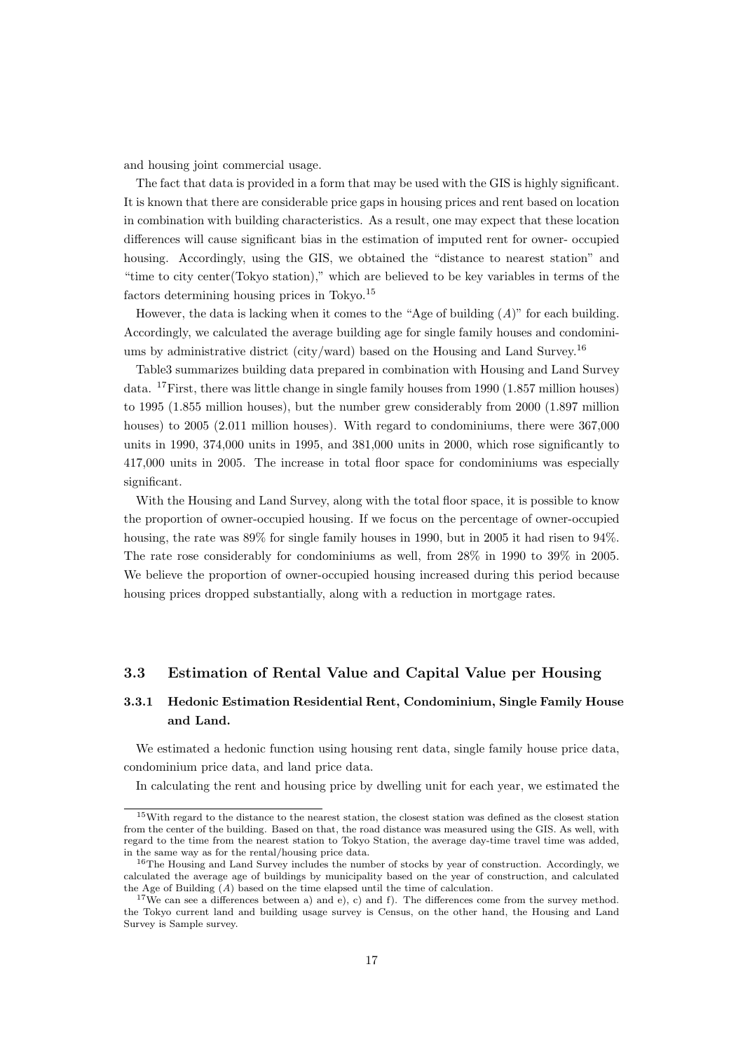and housing joint commercial usage.

The fact that data is provided in a form that may be used with the GIS is highly significant. It is known that there are considerable price gaps in housing prices and rent based on location in combination with building characteristics. As a result, one may expect that these location differences will cause significant bias in the estimation of imputed rent for owner- occupied housing. Accordingly, using the GIS, we obtained the "distance to nearest station" and "time to city center(Tokyo station)," which are believed to be key variables in terms of the factors determining housing prices in Tokyo.[15]

However, the data is lacking when it comes to the "Age of building ($A$)" for each building. Accordingly, we calculated the average building age for single family houses and condominiums by administrative district (city/ward) based on the Housing and Land Survey.[16]

Table3 summarizes building data prepared in combination with Housing and Land Survey data. [17]First, there was little change in single family houses from 1990 (1.857 million houses) to 1995 (1.855 million houses), but the number grew considerably from 2000 (1.897 million houses) to 2005 (2.011 million houses). With regard to condominiums, there were 367,000 units in 1990, 374,000 units in 1995, and 381,000 units in 2000, which rose significantly to 417,000 units in 2005. The increase in total floor space for condominiums was especially significant.

With the Housing and Land Survey, along with the total floor space, it is possible to know the proportion of owner-occupied housing. If we focus on the percentage of owner-occupied housing, the rate was 89% for single family houses in 1990, but in 2005 it had risen to 94%. The rate rose considerably for condominiums as well, from 28% in 1990 to 39% in 2005. We believe the proportion of owner-occupied housing increased during this period because housing prices dropped substantially, along with a reduction in mortgage rates.

### 3.3 Estimation of Rental Value and Capital Value per Housing

#### 3.3.1 Hedonic Estimation Residential Rent, Condominium, Single Family House and Land.

We estimated a hedonic function using housing rent data, single family house price data, condominium price data, and land price data.

In calculating the rent and housing price by dwelling unit for each year, we estimated the

---

[15] With regard to the distance to the nearest station, the closest station was defined as the closest station from the center of the building. Based on that, the road distance was measured using the GIS. As well, with regard to the time from the nearest station to Tokyo Station, the average day-time travel time was added, in the same way as for the rental/housing price data.

[16] The Housing and Land Survey includes the number of stocks by year of construction. Accordingly, we calculated the average age of buildings by municipality based on the year of construction, and calculated the Age of Building ($A$) based on the time elapsed until the time of calculation.

[17] We can see a differences between a) and e), c) and f). The differences come from the survey method. the Tokyo current land and building usage survey is Census, on the other hand, the Housing and Land Survey is Sample survey.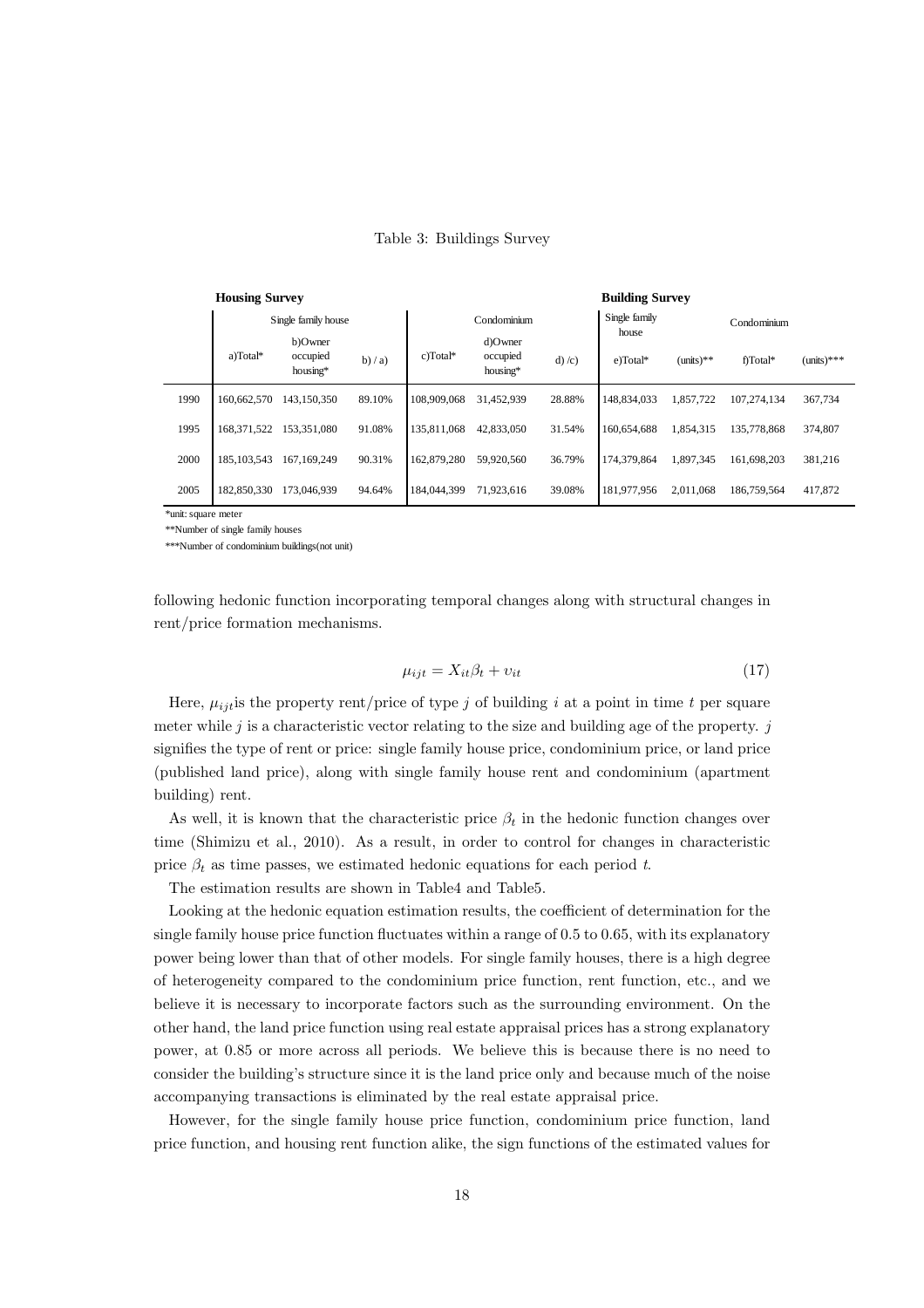Table 3: Buildings Survey

| | Housing Survey | | | | | | Building Survey | | | |
|---|---|---|---|---|---|---|---|---|---|---|
| | Single family house | | | Condominium | | | Single family house | | Condominium | |
| | a)Total* | b)Owner occupied housing* | b) / a) | c)Total* | d)Owner occupied housing* | d) /c) | e)Total* | (units)** | f)Total* | (units)*** |
| 1990 | 160,662,570 | 143,150,350 | 89.10% | 108,909,068 | 31,452,939 | 28.88% | 148,834,033 | 1,857,722 | 107,274,134 | 367,734 |
| 1995 | 168,371,522 | 153,351,080 | 91.08% | 135,811,068 | 42,833,050 | 31.54% | 160,654,688 | 1,854,315 | 135,778,868 | 374,807 |
| 2000 | 185,103,543 | 167,169,249 | 90.31% | 162,879,280 | 59,920,560 | 36.79% | 174,379,864 | 1,897,345 | 161,698,203 | 381,216 |
| 2005 | 182,850,330 | 173,046,939 | 94.64% | 184,044,399 | 71,923,616 | 39.08% | 181,977,956 | 2,011,068 | 186,759,564 | 417,872 |

*unit: square meter

**Number of single family houses

***Number of condominium buildings(not unit)

following hedonic function incorporating temporal changes along with structural changes in rent/price formation mechanisms.

$$\mu_{ijt} = X_{it}\beta_t + \upsilon_{it} \tag{17}$$

Here, $\mu_{ijt}$is the property rent/price of type $j$ of building $i$ at a point in time $t$ per square meter while $j$ is a characteristic vector relating to the size and building age of the property. $j$ signifies the type of rent or price: single family house price, condominium price, or land price (published land price), along with single family house rent and condominium (apartment building) rent.

As well, it is known that the characteristic price $\beta_t$ in the hedonic function changes over time (Shimizu et al., 2010). As a result, in order to control for changes in characteristic price $\beta_t$ as time passes, we estimated hedonic equations for each period $t$.

The estimation results are shown in Table4 and Table5.

Looking at the hedonic equation estimation results, the coefficient of determination for the single family house price function fluctuates within a range of 0.5 to 0.65, with its explanatory power being lower than that of other models. For single family houses, there is a high degree of heterogeneity compared to the condominium price function, rent function, etc., and we believe it is necessary to incorporate factors such as the surrounding environment. On the other hand, the land price function using real estate appraisal prices has a strong explanatory power, at 0.85 or more across all periods. We believe this is because there is no need to consider the building's structure since it is the land price only and because much of the noise accompanying transactions is eliminated by the real estate appraisal price.

However, for the single family house price function, condominium price function, land price function, and housing rent function alike, the sign functions of the estimated values for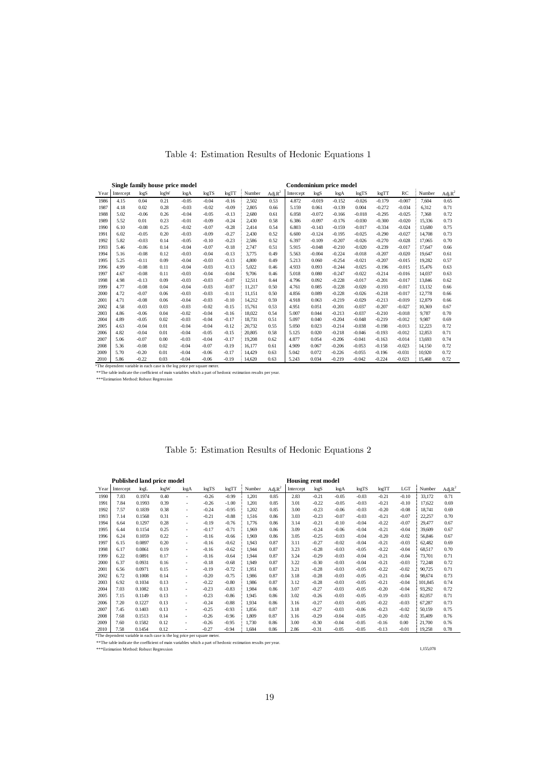Table 4: Estimation Results of Hedonic Equations 1

| | Single family house price model | | | | | | | | Condominium price model | | | | | | | |
|---|---|---|---|---|---|---|---|---|---|---|---|---|---|---|---|---|
| Year | Intercept | logS | logW | logA | logTS | logTT | Number | Adj.$R^2$ | Intercept | logS | logA | logTS | logTT | RC | Number | Adj.$R^2$ |
| 1986 | 4.15 | 0.04 | 0.21 | -0.05 | -0.04 | -0.16 | 2,502 | 0.53 | 4.872 | -0.019 | -0.152 | -0.026 | -0.179 | -0.007 | 7,604 | 0.65 |
| 1987 | 4.18 | 0.02 | 0.28 | -0.03 | -0.02 | -0.09 | 2,805 | 0.66 | 5.159 | 0.061 | -0.139 | 0.004 | -0.272 | -0.034 | 6,312 | 0.71 |
| 1988 | 5.02 | -0.06 | 0.26 | -0.04 | -0.05 | -0.13 | 2,680 | 0.61 | 6.058 | -0.072 | -0.166 | -0.018 | -0.295 | -0.025 | 7,368 | 0.72 |
| 1989 | 5.52 | 0.01 | 0.23 | -0.01 | -0.09 | -0.24 | 2,430 | 0.58 | 6.386 | -0.097 | -0.176 | -0.030 | -0.300 | -0.020 | 15,336 | 0.73 |
| 1990 | 6.10 | -0.08 | 0.25 | -0.02 | -0.07 | -0.28 | 2,414 | 0.54 | 6.803 | -0.143 | -0.159 | -0.017 | -0.334 | -0.024 | 13,680 | 0.75 |
| 1991 | 6.02 | -0.05 | 0.20 | -0.03 | -0.09 | -0.27 | 2,430 | 0.52 | 6.600 | -0.124 | -0.195 | -0.025 | -0.290 | -0.027 | 14,708 | 0.73 |
| 1992 | 5.82 | -0.03 | 0.14 | -0.05 | -0.10 | -0.23 | 2,586 | 0.52 | 6.397 | -0.109 | -0.207 | -0.026 | -0.270 | -0.028 | 17,065 | 0.70 |
| 1993 | 5.46 | -0.06 | 0.14 | -0.04 | -0.07 | -0.18 | 2,747 | 0.51 | 5.915 | -0.048 | -0.210 | -0.020 | -0.239 | -0.017 | 17,647 | 0.66 |
| 1994 | 5.16 | -0.08 | 0.12 | -0.03 | -0.04 | -0.13 | 3,775 | 0.49 | 5.563 | -0.004 | -0.224 | -0.018 | -0.207 | -0.020 | 19,647 | 0.61 |
| 1995 | 5.25 | -0.11 | 0.09 | -0.04 | -0.03 | -0.13 | 4,800 | 0.49 | 5.213 | 0.060 | -0.254 | -0.021 | -0.207 | -0.015 | 19,282 | 0.57 |
| 1996 | 4.99 | -0.08 | 0.11 | -0.04 | -0.03 | -0.13 | 5,022 | 0.46 | 4.933 | 0.093 | -0.244 | -0.025 | -0.196 | -0.015 | 15,476 | 0.63 |
| 1997 | 4.67 | -0.08 | 0.11 | -0.03 | -0.04 | -0.04 | 9,706 | 0.46 | 5.018 | 0.080 | -0.247 | -0.022 | -0.214 | -0.016 | 14,037 | 0.63 |
| 1998 | 4.98 | -0.13 | 0.09 | -0.03 | -0.03 | -0.07 | 12,511 | 0.44 | 4.796 | 0.092 | -0.228 | -0.017 | -0.201 | -0.017 | 13,846 | 0.62 |
| 1999 | 4.77 | -0.08 | 0.04 | -0.04 | -0.03 | -0.07 | 11,217 | 0.50 | 4.761 | 0.085 | -0.228 | -0.020 | -0.193 | -0.017 | 13,132 | 0.66 |
| 2000 | 4.72 | -0.07 | 0.06 | -0.03 | -0.03 | -0.11 | 11,151 | 0.50 | 4.856 | 0.089 | -0.228 | -0.026 | -0.218 | -0.017 | 12,778 | 0.66 |
| 2001 | 4.71 | -0.08 | 0.06 | -0.04 | -0.03 | -0.10 | 14,212 | 0.59 | 4.918 | 0.063 | -0.219 | -0.029 | -0.213 | -0.019 | 12,879 | 0.66 |
| 2002 | 4.58 | -0.03 | 0.03 | -0.03 | -0.02 | -0.15 | 15,761 | 0.53 | 4.951 | 0.051 | -0.201 | -0.037 | -0.207 | -0.027 | 10,369 | 0.67 |
| 2003 | 4.86 | -0.06 | 0.04 | -0.02 | -0.04 | -0.16 | 18,022 | 0.54 | 5.007 | 0.044 | -0.213 | -0.037 | -0.210 | -0.018 | 9,787 | 0.70 |
| 2004 | 4.89 | -0.05 | 0.02 | -0.03 | -0.04 | -0.17 | 18,731 | 0.51 | 5.097 | 0.040 | -0.204 | -0.048 | -0.219 | -0.012 | 9,987 | 0.69 |
| 2005 | 4.63 | -0.04 | 0.01 | -0.04 | -0.04 | -0.12 | 20,732 | 0.55 | 5.050 | 0.023 | -0.214 | -0.038 | -0.198 | -0.013 | 12,223 | 0.72 |
| 2006 | 4.82 | -0.04 | 0.01 | -0.04 | -0.05 | -0.15 | 20,805 | 0.58 | 5.125 | 0.020 | -0.218 | -0.046 | -0.193 | -0.012 | 12,853 | 0.71 |
| 2007 | 5.06 | -0.07 | 0.00 | -0.03 | -0.04 | -0.17 | 19,208 | 0.62 | 4.877 | 0.054 | -0.206 | -0.041 | -0.163 | -0.014 | 13,693 | 0.74 |
| 2008 | 5.36 | -0.08 | 0.02 | -0.04 | -0.07 | -0.19 | 16,177 | 0.61 | 4.909 | 0.067 | -0.206 | -0.053 | -0.158 | -0.023 | 14,150 | 0.72 |
| 2009 | 5.70 | -0.20 | 0.01 | -0.04 | -0.06 | -0.17 | 14,429 | 0.63 | 5.042 | 0.072 | -0.226 | -0.055 | -0.196 | -0.031 | 10,920 | 0.72 |
| 2010 | 5.86 | -0.22 | 0.03 | -0.04 | -0.06 | -0.19 | 14,620 | 0.63 | 5.243 | 0.034 | -0.219 | -0.042 | -0.224 | -0.023 | 15,468 | 0.72 |

*The dependent variable in each case is the log price per square meter.

**The table indicate the coefficient of main variables which a part of hedonic estimation results per year.

***Estimation Method: Robust Regression

Table 5: Estimation Results of Hedonic Equations 2

| | Published land price model | | | | | | | | Housing rent model | | | | | | | |
|---|---|---|---|---|---|---|---|---|---|---|---|---|---|---|---|---|
| Year | Intercept | logL | logW | logA | logTS | logTT | Number | Adj.$R^2$ | Intercept | logS | logA | logTS | logTT | LGT | Number | Adj.$R^2$ |
| 1990 | 7.83 | 0.1974 | 0.40 | - | -0.26 | -0.99 | 1,201 | 0.85 | 2.83 | -0.21 | -0.05 | -0.03 | -0.21 | -0.10 | 33,172 | 0.71 |
| 1991 | 7.84 | 0.1993 | 0.39 | - | -0.26 | -1.00 | 1,201 | 0.85 | 3.01 | -0.22 | -0.05 | -0.03 | -0.21 | -0.10 | 17,622 | 0.69 |
| 1992 | 7.57 | 0.1839 | 0.38 | - | -0.24 | -0.95 | 1,202 | 0.85 | 3.00 | -0.23 | -0.06 | -0.03 | -0.20 | -0.08 | 18,741 | 0.69 |
| 1993 | 7.14 | 0.1568 | 0.31 | - | -0.21 | -0.88 | 1,516 | 0.86 | 3.03 | -0.23 | -0.07 | -0.03 | -0.21 | -0.07 | 22,257 | 0.70 |
| 1994 | 6.64 | 0.1297 | 0.28 | - | -0.19 | -0.76 | 1,776 | 0.86 | 3.14 | -0.21 | -0.10 | -0.04 | -0.22 | -0.07 | 29,477 | 0.67 |
| 1995 | 6.44 | 0.1154 | 0.25 | - | -0.17 | -0.71 | 1,969 | 0.86 | 3.09 | -0.24 | -0.06 | -0.04 | -0.21 | -0.04 | 39,609 | 0.67 |
| 1996 | 6.24 | 0.1059 | 0.22 | - | -0.16 | -0.66 | 1,969 | 0.86 | 3.05 | -0.25 | -0.03 | -0.04 | -0.20 | -0.02 | 56,846 | 0.67 |
| 1997 | 6.15 | 0.0897 | 0.20 | - | -0.16 | -0.62 | 1,943 | 0.87 | 3.11 | -0.27 | -0.02 | -0.04 | -0.21 | -0.03 | 62,482 | 0.69 |
| 1998 | 6.17 | 0.0861 | 0.19 | - | -0.16 | -0.62 | 1,944 | 0.87 | 3.23 | -0.28 | -0.03 | -0.05 | -0.22 | -0.04 | 68,517 | 0.70 |
| 1999 | 6.22 | 0.0891 | 0.17 | - | -0.16 | -0.64 | 1,944 | 0.87 | 3.24 | -0.29 | -0.03 | -0.04 | -0.21 | -0.04 | 73,701 | 0.71 |
| 2000 | 6.37 | 0.0931 | 0.16 | - | -0.18 | -0.68 | 1,949 | 0.87 | 3.22 | -0.30 | -0.03 | -0.04 | -0.21 | -0.03 | 72,248 | 0.72 |
| 2001 | 6.56 | 0.0971 | 0.15 | - | -0.19 | -0.72 | 1,951 | 0.87 | 3.21 | -0.28 | -0.03 | -0.05 | -0.22 | -0.02 | 90,725 | 0.71 |
| 2002 | 6.72 | 0.1008 | 0.14 | - | -0.20 | -0.75 | 1,986 | 0.87 | 3.18 | -0.28 | -0.03 | -0.05 | -0.21 | -0.04 | 98,674 | 0.73 |
| 2003 | 6.92 | 0.1034 | 0.13 | - | -0.22 | -0.80 | 1,986 | 0.87 | 3.12 | -0.28 | -0.03 | -0.05 | -0.21 | -0.04 | 101,845 | 0.74 |
| 2004 | 7.03 | 0.1082 | 0.13 | - | -0.23 | -0.83 | 1,984 | 0.86 | 3.07 | -0.27 | -0.03 | -0.05 | -0.20 | -0.04 | 93,292 | 0.72 |
| 2005 | 7.15 | 0.1149 | 0.13 | - | -0.23 | -0.86 | 1,945 | 0.86 | 3.02 | -0.26 | -0.03 | -0.05 | -0.19 | -0.03 | 82,057 | 0.71 |
| 2006 | 7.20 | 0.1227 | 0.13 | - | -0.24 | -0.88 | 1,934 | 0.86 | 3.16 | -0.27 | -0.03 | -0.05 | -0.22 | -0.03 | 67,287 | 0.73 |
| 2007 | 7.45 | 0.1403 | 0.13 | - | -0.25 | -0.93 | 1,856 | 0.87 | 3.18 | -0.27 | -0.03 | -0.06 | -0.23 | -0.02 | 50,159 | 0.75 |
| 2008 | 7.68 | 0.1513 | 0.14 | - | -0.26 | -0.96 | 1,809 | 0.87 | 3.16 | -0.29 | -0.04 | -0.05 | -0.20 | -0.02 | 35,409 | 0.76 |
| 2009 | 7.60 | 0.1582 | 0.12 | - | -0.26 | -0.95 | 1,730 | 0.86 | 3.00 | -0.30 | -0.04 | -0.05 | -0.16 | 0.00 | 21,700 | 0.76 |
| 2010 | 7.58 | 0.1454 | 0.12 | - | -0.27 | -0.94 | 1,684 | 0.86 | 2.86 | -0.31 | -0.05 | -0.05 | -0.13 | -0.01 | 19,258 | 0.78 |

*The dependent variable in each case is the log price per square meter.

**The table indicate the coefficient of main variables which a part of hedonic estimation results per year.

***Estimation Method: Robust Regression

1,155,078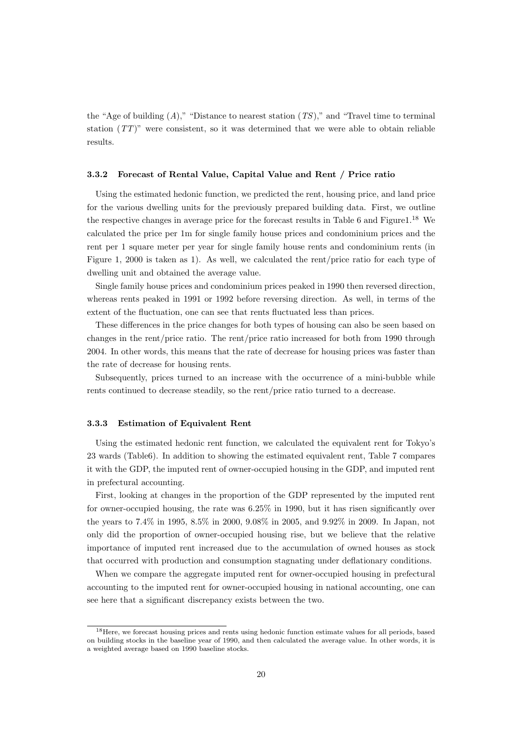the "Age of building ($A$)," "Distance to nearest station ($TS$)," and "Travel time to terminal station ($TT$)" were consistent, so it was determined that we were able to obtain reliable results.

#### 3.3.2 Forecast of Rental Value, Capital Value and Rent / Price ratio

Using the estimated hedonic function, we predicted the rent, housing price, and land price for the various dwelling units for the previously prepared building data. First, we outline the respective changes in average price for the forecast results in Table 6 and Figure1.[18] We calculated the price per 1m for single family house prices and condominium prices and the rent per 1 square meter per year for single family house rents and condominium rents (in Figure 1, 2000 is taken as 1). As well, we calculated the rent/price ratio for each type of dwelling unit and obtained the average value.

Single family house prices and condominium prices peaked in 1990 then reversed direction, whereas rents peaked in 1991 or 1992 before reversing direction. As well, in terms of the extent of the fluctuation, one can see that rents fluctuated less than prices.

These differences in the price changes for both types of housing can also be seen based on changes in the rent/price ratio. The rent/price ratio increased for both from 1990 through 2004. In other words, this means that the rate of decrease for housing prices was faster than the rate of decrease for housing rents.

Subsequently, prices turned to an increase with the occurrence of a mini-bubble while rents continued to decrease steadily, so the rent/price ratio turned to a decrease.

#### 3.3.3 Estimation of Equivalent Rent

Using the estimated hedonic rent function, we calculated the equivalent rent for Tokyo's 23 wards (Table6). In addition to showing the estimated equivalent rent, Table 7 compares it with the GDP, the imputed rent of owner-occupied housing in the GDP, and imputed rent in prefectural accounting.

First, looking at changes in the proportion of the GDP represented by the imputed rent for owner-occupied housing, the rate was 6.25% in 1990, but it has risen significantly over the years to 7.4% in 1995, 8.5% in 2000, 9.08% in 2005, and 9.92% in 2009. In Japan, not only did the proportion of owner-occupied housing rise, but we believe that the relative importance of imputed rent increased due to the accumulation of owned houses as stock that occurred with production and consumption stagnating under deflationary conditions.

When we compare the aggregate imputed rent for owner-occupied housing in prefectural accounting to the imputed rent for owner-occupied housing in national accounting, one can see here that a significant discrepancy exists between the two.

---

[18] Here, we forecast housing prices and rents using hedonic function estimate values for all periods, based on building stocks in the baseline year of 1990, and then calculated the average value. In other words, it is a weighted average based on 1990 baseline stocks.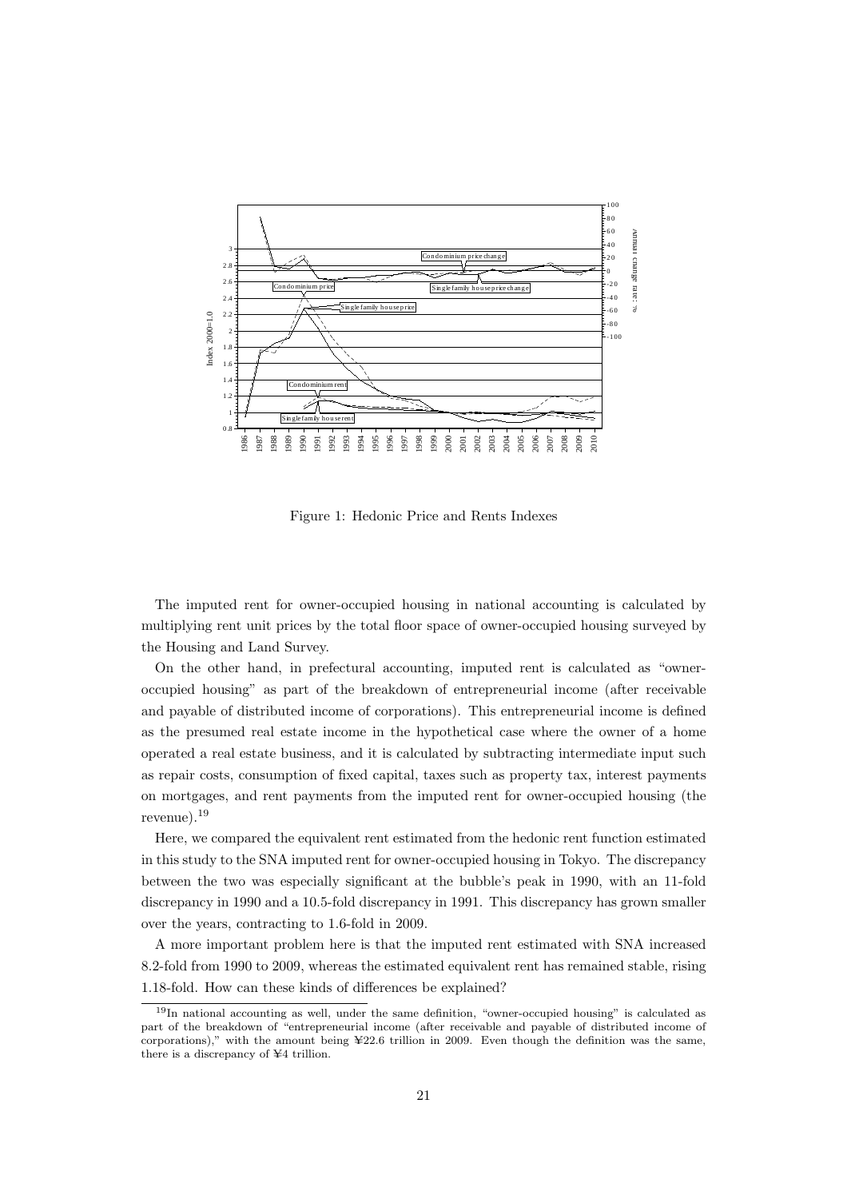Figure 1: Hedonic Price and Rents Indexes

The imputed rent for owner-occupied housing in national accounting is calculated by multiplying rent unit prices by the total floor space of owner-occupied housing surveyed by the Housing and Land Survey.

On the other hand, in prefectural accounting, imputed rent is calculated as "owner-occupied housing" as part of the breakdown of entrepreneurial income (after receivable and payable of distributed income of corporations). This entrepreneurial income is defined as the presumed real estate income in the hypothetical case where the owner of a home operated a real estate business, and it is calculated by subtracting intermediate input such as repair costs, consumption of fixed capital, taxes such as property tax, interest payments on mortgages, and rent payments from the imputed rent for owner-occupied housing (the revenue).[19]

Here, we compared the equivalent rent estimated from the hedonic rent function estimated in this study to the SNA imputed rent for owner-occupied housing in Tokyo. The discrepancy between the two was especially significant at the bubble's peak in 1990, with an 11-fold discrepancy in 1990 and a 10.5-fold discrepancy in 1991. This discrepancy has grown smaller over the years, contracting to 1.6-fold in 2009.

A more important problem here is that the imputed rent estimated with SNA increased 8.2-fold from 1990 to 2009, whereas the estimated equivalent rent has remained stable, rising 1.18-fold. How can these kinds of differences be explained?

[19] In national accounting as well, under the same definition, "owner-occupied housing" is calculated as part of the breakdown of "entrepreneurial income (after receivable and payable of distributed income of corporations)," with the amount being ¥22.6 trillion in 2009. Even though the definition was the same, there is a discrepancy of ¥4 trillion.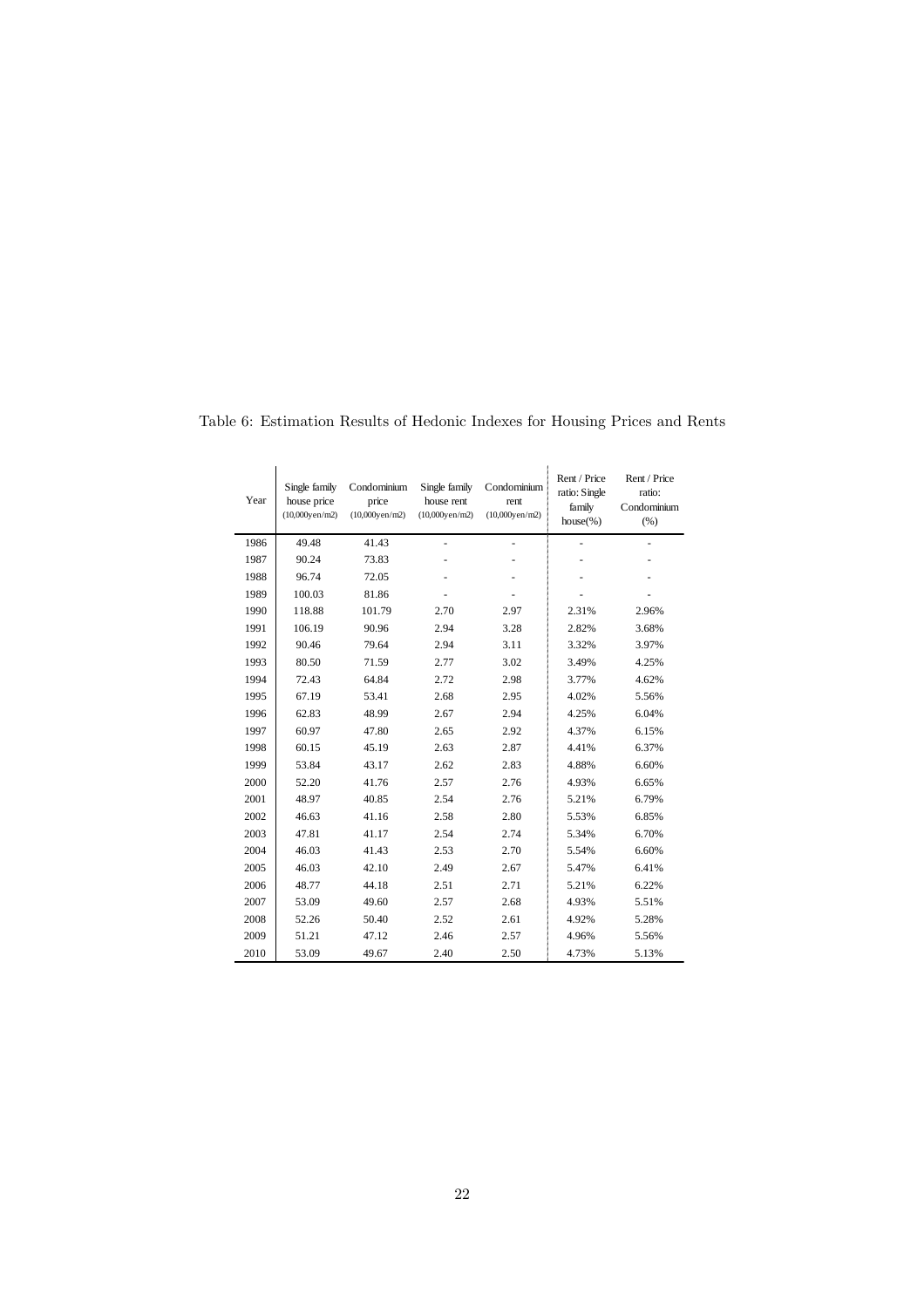Table 6: Estimation Results of Hedonic Indexes for Housing Prices and Rents

| Year | Single family house price (10,000yen/m2) | Condominium price (10,000yen/m2) | Single family house rent (10,000yen/m2) | Condominium rent (10,000yen/m2) | Rent / Price ratio: Single family house(%) | Rent / Price ratio: Condominium (%) |
|---|---|---|---|---|---|---|
| 1986 | 49.48 | 41.43 | - | - | - | - |
| 1987 | 90.24 | 73.83 | - | - | - | - |
| 1988 | 96.74 | 72.05 | - | - | - | - |
| 1989 | 100.03 | 81.86 | - | - | - | - |
| 1990 | 118.88 | 101.79 | 2.70 | 2.97 | 2.31% | 2.96% |
| 1991 | 106.19 | 90.96 | 2.94 | 3.28 | 2.82% | 3.68% |
| 1992 | 90.46 | 79.64 | 2.94 | 3.11 | 3.32% | 3.97% |
| 1993 | 80.50 | 71.59 | 2.77 | 3.02 | 3.49% | 4.25% |
| 1994 | 72.43 | 64.84 | 2.72 | 2.98 | 3.77% | 4.62% |
| 1995 | 67.19 | 53.41 | 2.68 | 2.95 | 4.02% | 5.56% |
| 1996 | 62.83 | 48.99 | 2.67 | 2.94 | 4.25% | 6.04% |
| 1997 | 60.97 | 47.80 | 2.65 | 2.92 | 4.37% | 6.15% |
| 1998 | 60.15 | 45.19 | 2.63 | 2.87 | 4.41% | 6.37% |
| 1999 | 53.84 | 43.17 | 2.62 | 2.83 | 4.88% | 6.60% |
| 2000 | 52.20 | 41.76 | 2.57 | 2.76 | 4.93% | 6.65% |
| 2001 | 48.97 | 40.85 | 2.54 | 2.76 | 5.21% | 6.79% |
| 2002 | 46.63 | 41.16 | 2.58 | 2.80 | 5.53% | 6.85% |
| 2003 | 47.81 | 41.17 | 2.54 | 2.74 | 5.34% | 6.70% |
| 2004 | 46.03 | 41.43 | 2.53 | 2.70 | 5.54% | 6.60% |
| 2005 | 46.03 | 42.10 | 2.49 | 2.67 | 5.47% | 6.41% |
| 2006 | 48.77 | 44.18 | 2.51 | 2.71 | 5.21% | 6.22% |
| 2007 | 53.09 | 49.60 | 2.57 | 2.68 | 4.93% | 5.51% |
| 2008 | 52.26 | 50.40 | 2.52 | 2.61 | 4.92% | 5.28% |
| 2009 | 51.21 | 47.12 | 2.46 | 2.57 | 4.96% | 5.56% |
| 2010 | 53.09 | 49.67 | 2.40 | 2.50 | 4.73% | 5.13% |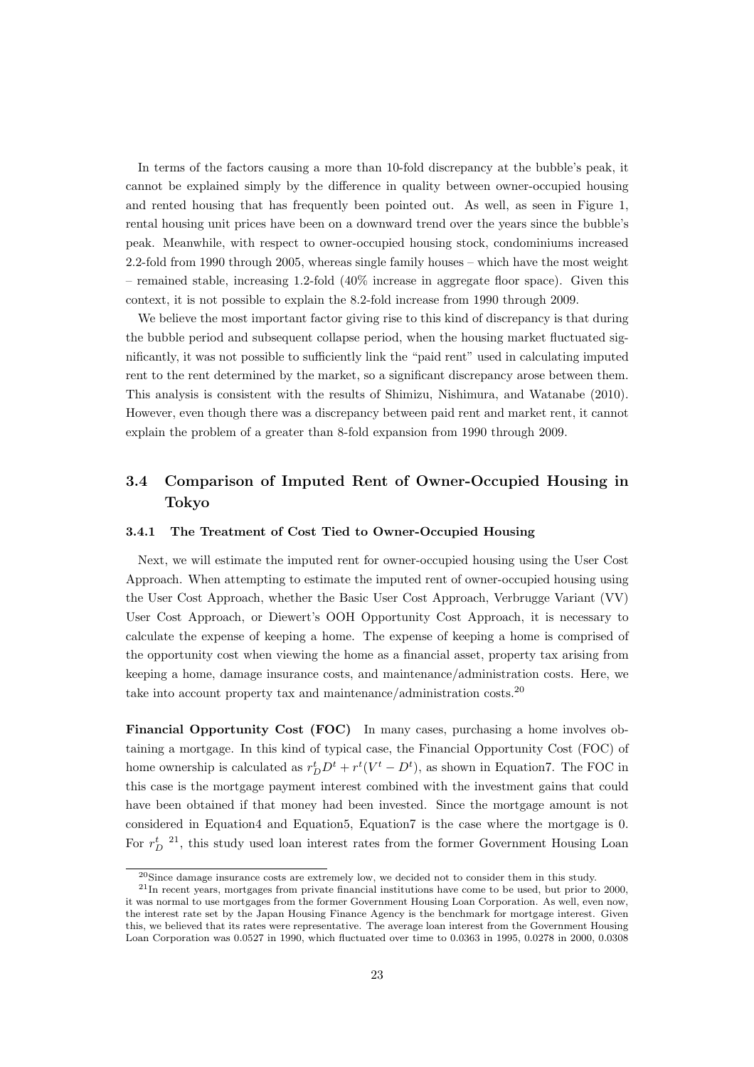In terms of the factors causing a more than 10-fold discrepancy at the bubble's peak, it cannot be explained simply by the difference in quality between owner-occupied housing and rented housing that has frequently been pointed out. As well, as seen in Figure 1, rental housing unit prices have been on a downward trend over the years since the bubble's peak. Meanwhile, with respect to owner-occupied housing stock, condominiums increased 2.2-fold from 1990 through 2005, whereas single family houses – which have the most weight – remained stable, increasing 1.2-fold (40% increase in aggregate floor space). Given this context, it is not possible to explain the 8.2-fold increase from 1990 through 2009.

We believe the most important factor giving rise to this kind of discrepancy is that during the bubble period and subsequent collapse period, when the housing market fluctuated significantly, it was not possible to sufficiently link the "paid rent" used in calculating imputed rent to the rent determined by the market, so a significant discrepancy arose between them. This analysis is consistent with the results of Shimizu, Nishimura, and Watanabe (2010). However, even though there was a discrepancy between paid rent and market rent, it cannot explain the problem of a greater than 8-fold expansion from 1990 through 2009.

## 3.4 Comparison of Imputed Rent of Owner-Occupied Housing in Tokyo

### 3.4.1 The Treatment of Cost Tied to Owner-Occupied Housing

Next, we will estimate the imputed rent for owner-occupied housing using the User Cost Approach. When attempting to estimate the imputed rent of owner-occupied housing using the User Cost Approach, whether the Basic User Cost Approach, Verbrugge Variant (VV) User Cost Approach, or Diewert's OOH Opportunity Cost Approach, it is necessary to calculate the expense of keeping a home. The expense of keeping a home is comprised of the opportunity cost when viewing the home as a financial asset, property tax arising from keeping a home, damage insurance costs, and maintenance/administration costs. Here, we take into account property tax and maintenance/administration costs.[20]

**Financial Opportunity Cost (FOC)** In many cases, purchasing a home involves obtaining a mortgage. In this kind of typical case, the Financial Opportunity Cost (FOC) of home ownership is calculated as $r_D^t D^t + r^t(V^t - D^t)$, as shown in Equation7. The FOC in this case is the mortgage payment interest combined with the investment gains that could have been obtained if that money had been invested. Since the mortgage amount is not considered in Equation4 and Equation5, Equation7 is the case where the mortgage is 0. For $r_D^t$ [21], this study used loan interest rates from the former Government Housing Loan

[20] Since damage insurance costs are extremely low, we decided not to consider them in this study.

[21] In recent years, mortgages from private financial institutions have come to be used, but prior to 2000, it was normal to use mortgages from the former Government Housing Loan Corporation. As well, even now, the interest rate set by the Japan Housing Finance Agency is the benchmark for mortgage interest. Given this, we believed that its rates were representative. The average loan interest from the Government Housing Loan Corporation was 0.0527 in 1990, which fluctuated over time to 0.0363 in 1995, 0.0278 in 2000, 0.0308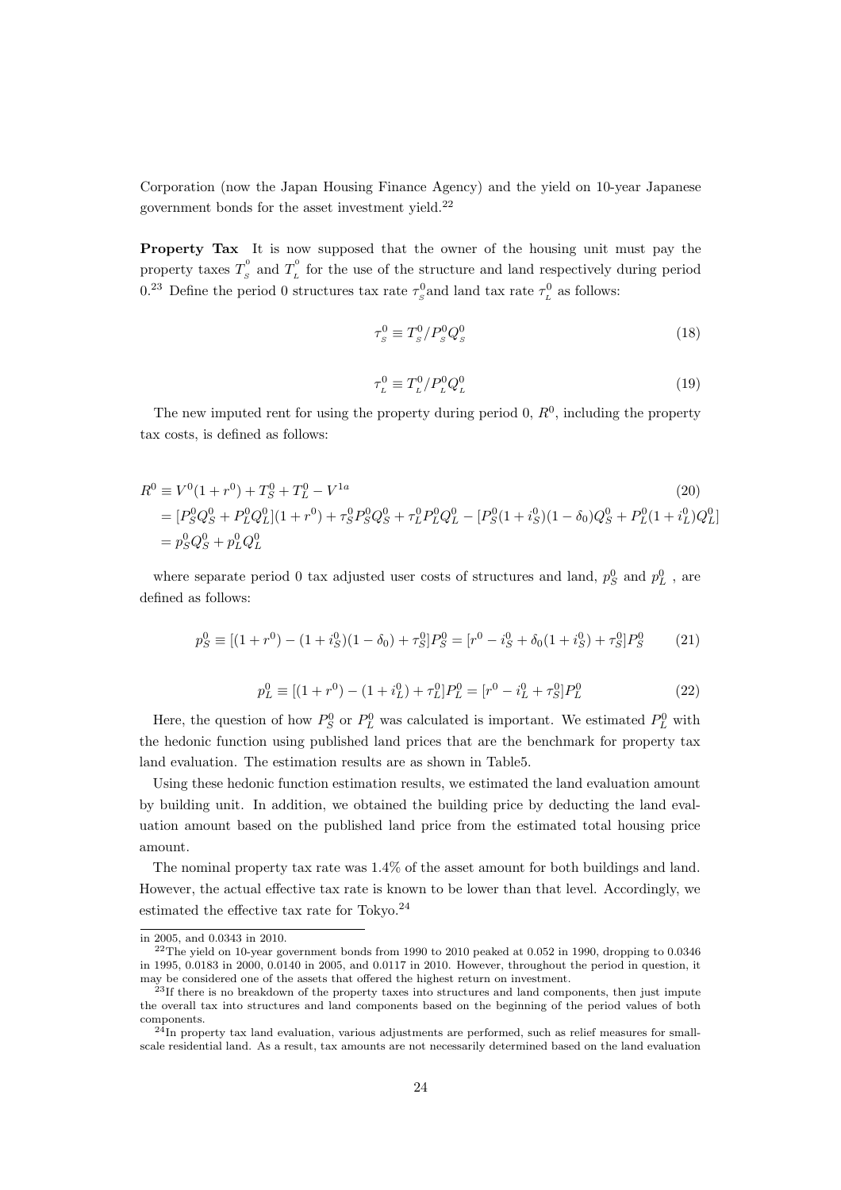Corporation (now the Japan Housing Finance Agency) and the yield on 10-year Japanese government bonds for the asset investment yield.[22]

**Property Tax** It is now supposed that the owner of the housing unit must pay the property taxes $T_{_S}^{^0}$ and $T_{_L}^{^0}$ for the use of the structure and land respectively during period 0.[23] Define the period 0 structures tax rate $\tau_{_S}^0$and land tax rate $\tau_{_L}^0$ as follows:

$$\tau_{_S}^0 \equiv T_{_S}^0 / P_{_S}^0 Q_{_S}^0 \tag{18}$$

$$\tau_{_L}^0 \equiv T_{_L}^0 / P_{_L}^0 Q_{_L}^0 \tag{19}$$

The new imputed rent for using the property during period 0, $R^0$, including the property tax costs, is defined as follows:

$$\begin{aligned} R^0 &\equiv V^0(1+r^0) + T_S^0 + T_L^0 - V^{1a} \qquad (20) \\ &= [P_S^0 Q_S^0 + P_L^0 Q_L^0](1+r^0) + \tau_S^0 P_S^0 Q_S^0 + \tau_L^0 P_L^0 Q_L^0 - [P_S^0(1+i_S^0)(1-\delta_0)Q_S^0 + P_L^0(1+i_L^0)Q_L^0] \\ &= p_S^0 Q_S^0 + p_L^0 Q_L^0 \end{aligned}$$

where separate period 0 tax adjusted user costs of structures and land, $p_S^0$ and $p_L^0$ , are defined as follows:

$$p_S^0 \equiv [(1+r^0) - (1+i_S^0)(1-\delta_0) + \tau_S^0]P_S^0 = [r^0 - i_S^0 + \delta_0(1+i_S^0) + \tau_S^0]P_S^0 \tag{21}$$

$$p_L^0 \equiv [(1+r^0) - (1+i_L^0) + \tau_L^0]P_L^0 = [r^0 - i_L^0 + \tau_S^0]P_L^0 \tag{22}$$

Here, the question of how $P_S^0$ or $P_L^0$ was calculated is important. We estimated $P_L^0$ with the hedonic function using published land prices that are the benchmark for property tax land evaluation. The estimation results are as shown in Table5.

Using these hedonic function estimation results, we estimated the land evaluation amount by building unit. In addition, we obtained the building price by deducting the land evaluation amount based on the published land price from the estimated total housing price amount.

The nominal property tax rate was 1.4% of the asset amount for both buildings and land. However, the actual effective tax rate is known to be lower than that level. Accordingly, we estimated the effective tax rate for Tokyo.[24]

---

in 2005, and 0.0343 in 2010.

[22] The yield on 10-year government bonds from 1990 to 2010 peaked at 0.052 in 1990, dropping to 0.0346 in 1995, 0.0183 in 2000, 0.0140 in 2005, and 0.0117 in 2010. However, throughout the period in question, it may be considered one of the assets that offered the highest return on investment.

[23] If there is no breakdown of the property taxes into structures and land components, then just impute the overall tax into structures and land components based on the beginning of the period values of both components.

[24] In property tax land evaluation, various adjustments are performed, such as relief measures for small-scale residential land. As a result, tax amounts are not necessarily determined based on the land evaluation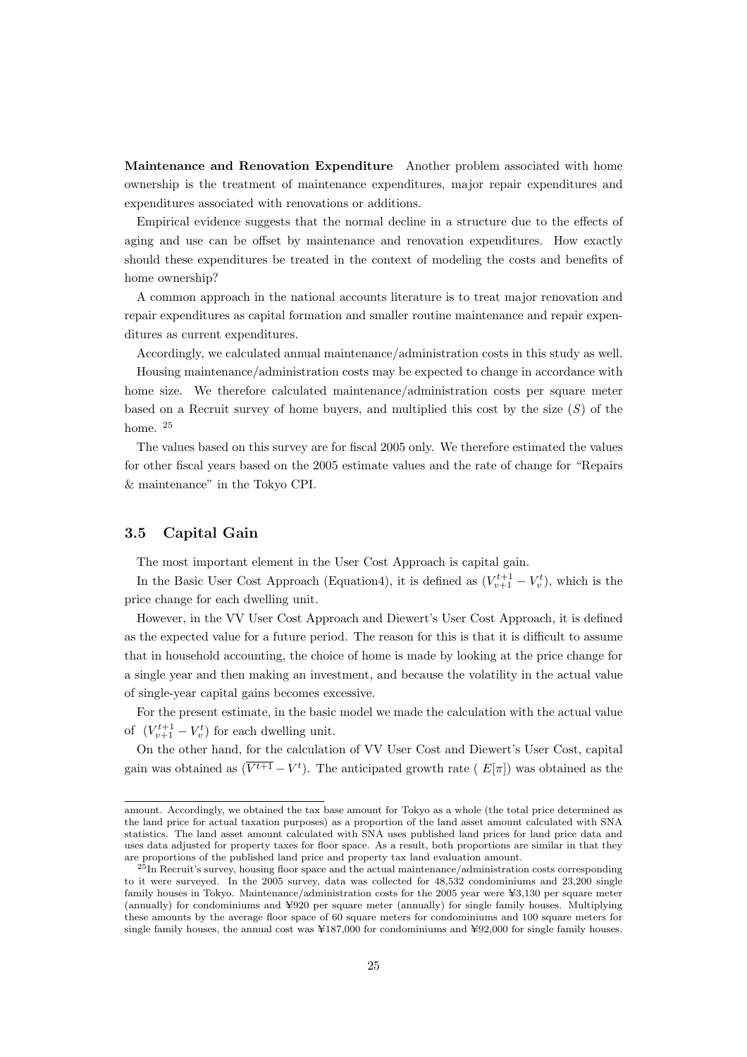**Maintenance and Renovation Expenditure** Another problem associated with home ownership is the treatment of maintenance expenditures, major repair expenditures and expenditures associated with renovations or additions.

Empirical evidence suggests that the normal decline in a structure due to the effects of aging and use can be offset by maintenance and renovation expenditures. How exactly should these expenditures be treated in the context of modeling the costs and benefits of home ownership?

A common approach in the national accounts literature is to treat major renovation and repair expenditures as capital formation and smaller routine maintenance and repair expenditures as current expenditures.

Accordingly, we calculated annual maintenance/administration costs in this study as well.

Housing maintenance/administration costs may be expected to change in accordance with home size. We therefore calculated maintenance/administration costs per square meter based on a Recruit survey of home buyers, and multiplied this cost by the size ($S$) of the home. [25]

The values based on this survey are for fiscal 2005 only. We therefore estimated the values for other fiscal years based on the 2005 estimate values and the rate of change for "Repairs & maintenance" in the Tokyo CPI.

### 3.5 Capital Gain

The most important element in the User Cost Approach is capital gain.

In the Basic User Cost Approach (Equation4), it is defined as $(V_{v+1}^{t+1} - V_v^t)$, which is the price change for each dwelling unit.

However, in the VV User Cost Approach and Diewert's User Cost Approach, it is defined as the expected value for a future period. The reason for this is that it is difficult to assume that in household accounting, the choice of home is made by looking at the price change for a single year and then making an investment, and because the volatility in the actual value of single-year capital gains becomes excessive.

For the present estimate, in the basic model we made the calculation with the actual value of $(V_{v+1}^{t+1} - V_v^t)$ for each dwelling unit.

On the other hand, for the calculation of VV User Cost and Diewert's User Cost, capital gain was obtained as $(\overline{V^{t+1}} - V^t)$. The anticipated growth rate ( $E[\pi]$) was obtained as the

---

amount. Accordingly, we obtained the tax base amount for Tokyo as a whole (the total price determined as the land price for actual taxation purposes) as a proportion of the land asset amount calculated with SNA statistics. The land asset amount calculated with SNA uses published land prices for land price data and uses data adjusted for property taxes for floor space. As a result, both proportions are similar in that they are proportions of the published land price and property tax land evaluation amount.

[25] In Recruit's survey, housing floor space and the actual maintenance/administration costs corresponding to it were surveyed. In the 2005 survey, data was collected for 48,532 condominiums and 23,200 single family houses in Tokyo. Maintenance/administration costs for the 2005 year were ¥3,130 per square meter (annually) for condominiums and ¥920 per square meter (annually) for single family houses. Multiplying these amounts by the average floor space of 60 square meters for condominiums and 100 square meters for single family houses, the annual cost was ¥187,000 for condominiums and ¥92,000 for single family houses.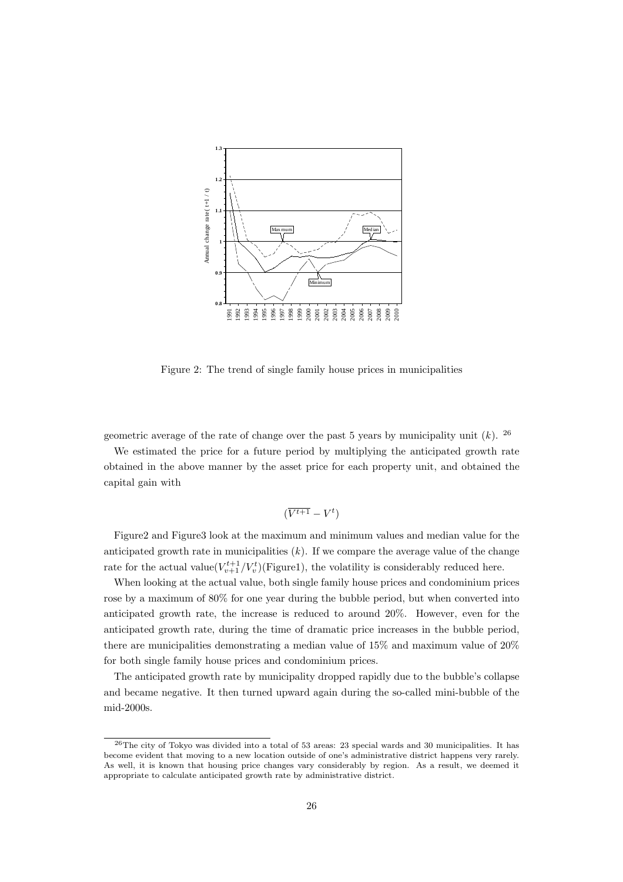Figure 2: The trend of single family house prices in municipalities

geometric average of the rate of change over the past 5 years by municipality unit ($k$). [26]

We estimated the price for a future period by multiplying the anticipated growth rate obtained in the above manner by the asset price for each property unit, and obtained the capital gain with

$$(\overline{V^{t+1}} - V^t)$$

Figure2 and Figure3 look at the maximum and minimum values and median value for the anticipated growth rate in municipalities ($k$). If we compare the average value of the change rate for the actual value($V_{v+1}^{t+1}/V_v^t$)(Figure1), the volatility is considerably reduced here.

When looking at the actual value, both single family house prices and condominium prices rose by a maximum of 80% for one year during the bubble period, but when converted into anticipated growth rate, the increase is reduced to around 20%. However, even for the anticipated growth rate, during the time of dramatic price increases in the bubble period, there are municipalities demonstrating a median value of 15% and maximum value of 20% for both single family house prices and condominium prices.

The anticipated growth rate by municipality dropped rapidly due to the bubble's collapse and became negative. It then turned upward again during the so-called mini-bubble of the mid-2000s.

[26] The city of Tokyo was divided into a total of 53 areas: 23 special wards and 30 municipalities. It has become evident that moving to a new location outside of one's administrative district happens very rarely. As well, it is known that housing price changes vary considerably by region. As a result, we deemed it appropriate to calculate anticipated growth rate by administrative district.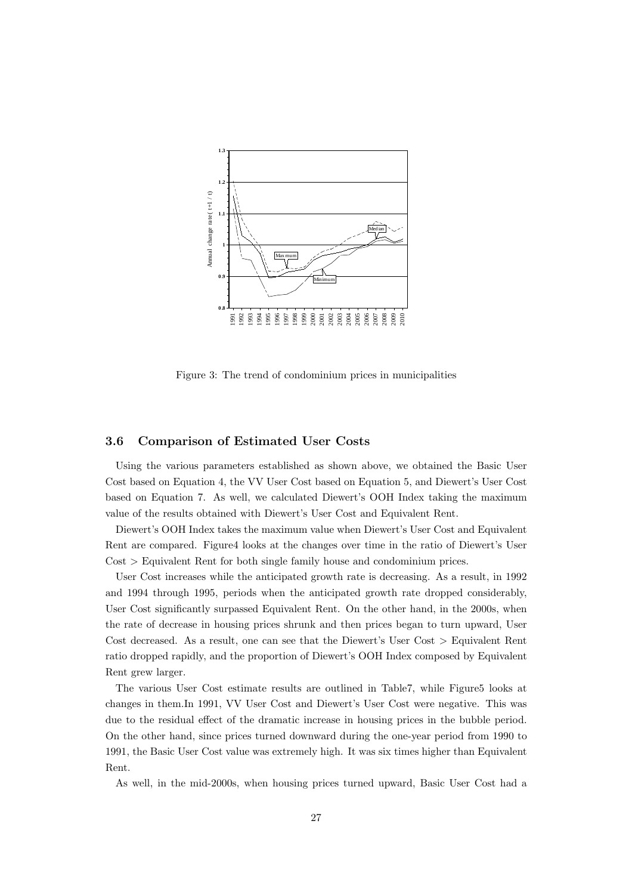Figure 3: The trend of condominium prices in municipalities

### 3.6 Comparison of Estimated User Costs

Using the various parameters established as shown above, we obtained the Basic User Cost based on Equation 4, the VV User Cost based on Equation 5, and Diewert's User Cost based on Equation 7. As well, we calculated Diewert's OOH Index taking the maximum value of the results obtained with Diewert's User Cost and Equivalent Rent.

Diewert's OOH Index takes the maximum value when Diewert's User Cost and Equivalent Rent are compared. Figure4 looks at the changes over time in the ratio of Diewert's User Cost > Equivalent Rent for both single family house and condominium prices.

User Cost increases while the anticipated growth rate is decreasing. As a result, in 1992 and 1994 through 1995, periods when the anticipated growth rate dropped considerably, User Cost significantly surpassed Equivalent Rent. On the other hand, in the 2000s, when the rate of decrease in housing prices shrunk and then prices began to turn upward, User Cost decreased. As a result, one can see that the Diewert's User Cost > Equivalent Rent ratio dropped rapidly, and the proportion of Diewert's OOH Index composed by Equivalent Rent grew larger.

The various User Cost estimate results are outlined in Table7, while Figure5 looks at changes in them.In 1991, VV User Cost and Diewert's User Cost were negative. This was due to the residual effect of the dramatic increase in housing prices in the bubble period. On the other hand, since prices turned downward during the one-year period from 1990 to 1991, the Basic User Cost value was extremely high. It was six times higher than Equivalent Rent.

As well, in the mid-2000s, when housing prices turned upward, Basic User Cost had a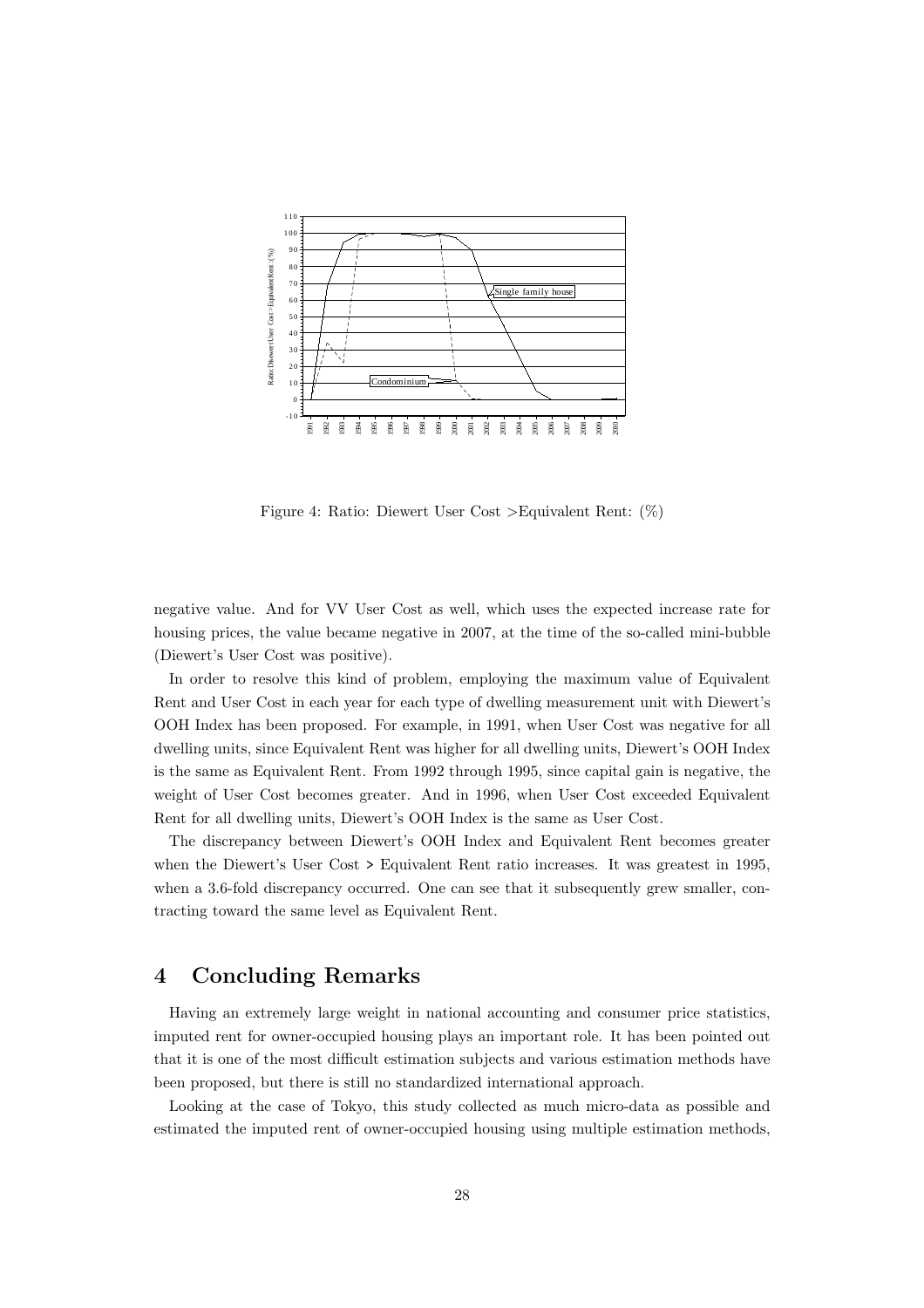Figure 4: Ratio: Diewert User Cost >Equivalent Rent: (%)

negative value. And for VV User Cost as well, which uses the expected increase rate for housing prices, the value became negative in 2007, at the time of the so-called mini-bubble (Diewert's User Cost was positive).

In order to resolve this kind of problem, employing the maximum value of Equivalent Rent and User Cost in each year for each type of dwelling measurement unit with Diewert's OOH Index has been proposed. For example, in 1991, when User Cost was negative for all dwelling units, since Equivalent Rent was higher for all dwelling units, Diewert's OOH Index is the same as Equivalent Rent. From 1992 through 1995, since capital gain is negative, the weight of User Cost becomes greater. And in 1996, when User Cost exceeded Equivalent Rent for all dwelling units, Diewert's OOH Index is the same as User Cost.

The discrepancy between Diewert's OOH Index and Equivalent Rent becomes greater when the Diewert's User Cost > Equivalent Rent ratio increases. It was greatest in 1995, when a 3.6-fold discrepancy occurred. One can see that it subsequently grew smaller, contracting toward the same level as Equivalent Rent.

## 4 Concluding Remarks

Having an extremely large weight in national accounting and consumer price statistics, imputed rent for owner-occupied housing plays an important role. It has been pointed out that it is one of the most difficult estimation subjects and various estimation methods have been proposed, but there is still no standardized international approach.

Looking at the case of Tokyo, this study collected as much micro-data as possible and estimated the imputed rent of owner-occupied housing using multiple estimation methods,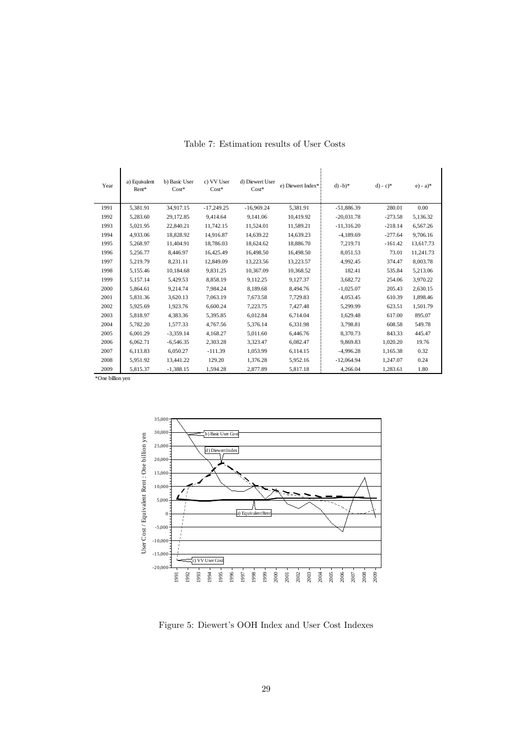Table 7: Estimation results of User Costs

| Year | a) Equivalent Rent* | b) Basic User Cost* | c) VV User Cost* | d) Diewert User Cost* | e) Diewert Index* | d) -b)* | d) - c)* | e) - a)* |
|---|---|---|---|---|---|---|---|---|
| 1991 | 5,381.91 | 34,917.15 | -17,249.25 | -16,969.24 | 5,381.91 | -51,886.39 | 280.01 | 0.00 |
| 1992 | 5,283.60 | 29,172.85 | 9,414.64 | 9,141.06 | 10,419.92 | -20,031.78 | -273.58 | 5,136.32 |
| 1993 | 5,021.95 | 22,840.21 | 11,742.15 | 11,524.01 | 11,589.21 | -11,316.20 | -218.14 | 6,567.26 |
| 1994 | 4,933.06 | 18,828.92 | 14,916.87 | 14,639.22 | 14,639.23 | -4,189.69 | -277.64 | 9,706.16 |
| 1995 | 5,268.97 | 11,404.91 | 18,786.03 | 18,624.62 | 18,886.70 | 7,219.71 | -161.42 | 13,617.73 |
| 1996 | 5,256.77 | 8,446.97 | 16,425.49 | 16,498.50 | 16,498.50 | 8,051.53 | 73.01 | 11,241.73 |
| 1997 | 5,219.79 | 8,231.11 | 12,849.09 | 13,223.56 | 13,223.57 | 4,992.45 | 374.47 | 8,003.78 |
| 1998 | 5,155.46 | 10,184.68 | 9,831.25 | 10,367.09 | 10,368.52 | 182.41 | 535.84 | 5,213.06 |
| 1999 | 5,157.14 | 5,429.53 | 8,858.19 | 9,112.25 | 9,127.37 | 3,682.72 | 254.06 | 3,970.22 |
| 2000 | 5,864.61 | 9,214.74 | 7,984.24 | 8,189.68 | 8,494.76 | -1,025.07 | 205.43 | 2,630.15 |
| 2001 | 5,831.36 | 3,620.13 | 7,063.19 | 7,673.58 | 7,729.83 | 4,053.45 | 610.39 | 1,898.46 |
| 2002 | 5,925.69 | 1,923.76 | 6,600.24 | 7,223.75 | 7,427.48 | 5,299.99 | 623.51 | 1,501.79 |
| 2003 | 5,818.97 | 4,383.36 | 5,395.85 | 6,012.84 | 6,714.04 | 1,629.48 | 617.00 | 895.07 |
| 2004 | 5,782.20 | 1,577.33 | 4,767.56 | 5,376.14 | 6,331.98 | 3,798.81 | 608.58 | 549.78 |
| 2005 | 6,001.29 | -3,359.14 | 4,168.27 | 5,011.60 | 6,446.76 | 8,370.73 | 843.33 | 445.47 |
| 2006 | 6,062.71 | -6,546.35 | 2,303.28 | 3,323.47 | 6,082.47 | 9,869.83 | 1,020.20 | 19.76 |
| 2007 | 6,113.83 | 6,050.27 | -111.39 | 1,053.99 | 6,114.15 | -4,996.28 | 1,165.38 | 0.32 |
| 2008 | 5,951.92 | 13,441.22 | 129.20 | 1,376.28 | 5,952.16 | -12,064.94 | 1,247.07 | 0.24 |
| 2009 | 5,815.37 | -1,388.15 | 1,594.28 | 2,877.89 | 5,817.18 | 4,266.04 | 1,283.61 | 1.80 |

*One billion yen

Figure 5: Diewert's OOH Index and User Cost Indexes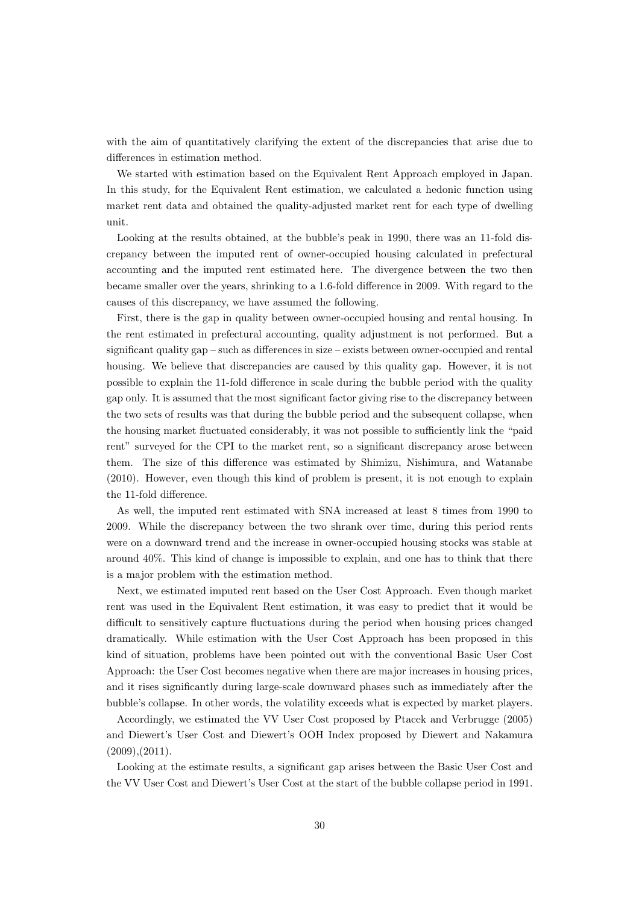with the aim of quantitatively clarifying the extent of the discrepancies that arise due to differences in estimation method.

We started with estimation based on the Equivalent Rent Approach employed in Japan. In this study, for the Equivalent Rent estimation, we calculated a hedonic function using market rent data and obtained the quality-adjusted market rent for each type of dwelling unit.

Looking at the results obtained, at the bubble's peak in 1990, there was an 11-fold discrepancy between the imputed rent of owner-occupied housing calculated in prefectural accounting and the imputed rent estimated here. The divergence between the two then became smaller over the years, shrinking to a 1.6-fold difference in 2009. With regard to the causes of this discrepancy, we have assumed the following.

First, there is the gap in quality between owner-occupied housing and rental housing. In the rent estimated in prefectural accounting, quality adjustment is not performed. But a significant quality gap – such as differences in size – exists between owner-occupied and rental housing. We believe that discrepancies are caused by this quality gap. However, it is not possible to explain the 11-fold difference in scale during the bubble period with the quality gap only. It is assumed that the most significant factor giving rise to the discrepancy between the two sets of results was that during the bubble period and the subsequent collapse, when the housing market fluctuated considerably, it was not possible to sufficiently link the "paid rent" surveyed for the CPI to the market rent, so a significant discrepancy arose between them. The size of this difference was estimated by Shimizu, Nishimura, and Watanabe (2010). However, even though this kind of problem is present, it is not enough to explain the 11-fold difference.

As well, the imputed rent estimated with SNA increased at least 8 times from 1990 to 2009. While the discrepancy between the two shrank over time, during this period rents were on a downward trend and the increase in owner-occupied housing stocks was stable at around 40%. This kind of change is impossible to explain, and one has to think that there is a major problem with the estimation method.

Next, we estimated imputed rent based on the User Cost Approach. Even though market rent was used in the Equivalent Rent estimation, it was easy to predict that it would be difficult to sensitively capture fluctuations during the period when housing prices changed dramatically. While estimation with the User Cost Approach has been proposed in this kind of situation, problems have been pointed out with the conventional Basic User Cost Approach: the User Cost becomes negative when there are major increases in housing prices, and it rises significantly during large-scale downward phases such as immediately after the bubble's collapse. In other words, the volatility exceeds what is expected by market players.

Accordingly, we estimated the VV User Cost proposed by Ptacek and Verbrugge (2005) and Diewert's User Cost and Diewert's OOH Index proposed by Diewert and Nakamura (2009),(2011).

Looking at the estimate results, a significant gap arises between the Basic User Cost and the VV User Cost and Diewert's User Cost at the start of the bubble collapse period in 1991.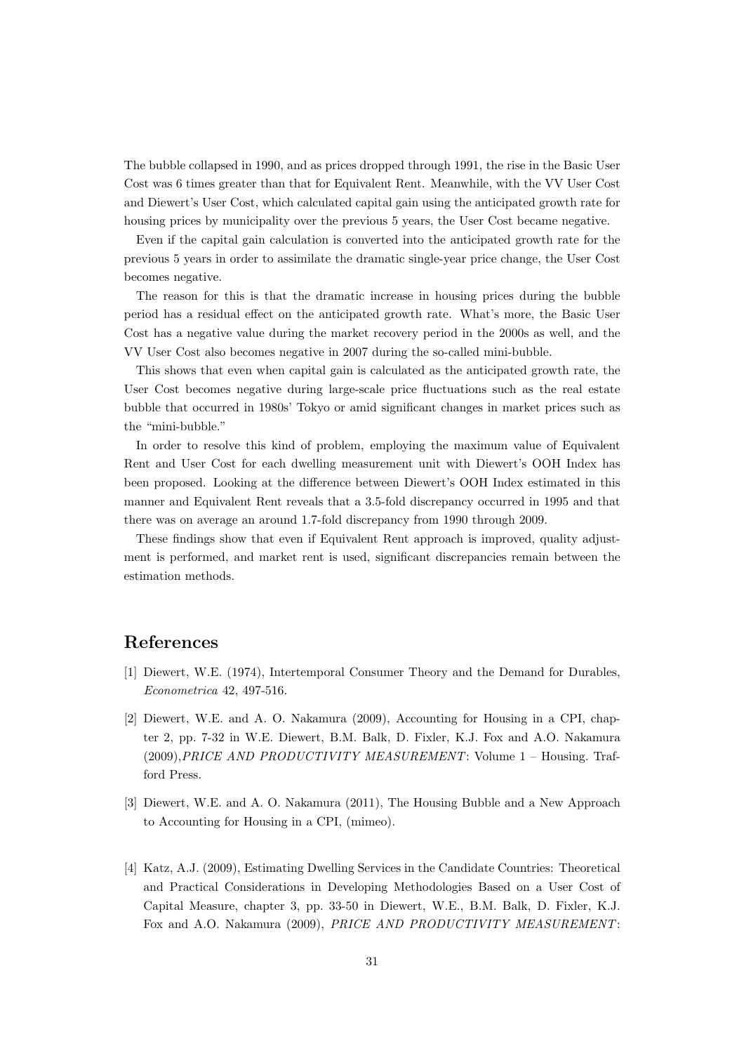The bubble collapsed in 1990, and as prices dropped through 1991, the rise in the Basic User Cost was 6 times greater than that for Equivalent Rent. Meanwhile, with the VV User Cost and Diewert's User Cost, which calculated capital gain using the anticipated growth rate for housing prices by municipality over the previous 5 years, the User Cost became negative.

Even if the capital gain calculation is converted into the anticipated growth rate for the previous 5 years in order to assimilate the dramatic single-year price change, the User Cost becomes negative.

The reason for this is that the dramatic increase in housing prices during the bubble period has a residual effect on the anticipated growth rate. What's more, the Basic User Cost has a negative value during the market recovery period in the 2000s as well, and the VV User Cost also becomes negative in 2007 during the so-called mini-bubble.

This shows that even when capital gain is calculated as the anticipated growth rate, the User Cost becomes negative during large-scale price fluctuations such as the real estate bubble that occurred in 1980s' Tokyo or amid significant changes in market prices such as the "mini-bubble."

In order to resolve this kind of problem, employing the maximum value of Equivalent Rent and User Cost for each dwelling measurement unit with Diewert's OOH Index has been proposed. Looking at the difference between Diewert's OOH Index estimated in this manner and Equivalent Rent reveals that a 3.5-fold discrepancy occurred in 1995 and that there was on average an around 1.7-fold discrepancy from 1990 through 2009.

These findings show that even if Equivalent Rent approach is improved, quality adjustment is performed, and market rent is used, significant discrepancies remain between the estimation methods.

# References

[1] Diewert, W.E. (1974), Intertemporal Consumer Theory and the Demand for Durables, *Econometrica* 42, 497-516.

[2] Diewert, W.E. and A. O. Nakamura (2009), Accounting for Housing in a CPI, chapter 2, pp. 7-32 in W.E. Diewert, B.M. Balk, D. Fixler, K.J. Fox and A.O. Nakamura (2009),*PRICE AND PRODUCTIVITY MEASUREMENT*: Volume 1 – Housing. Trafford Press.

[3] Diewert, W.E. and A. O. Nakamura (2011), The Housing Bubble and a New Approach to Accounting for Housing in a CPI, (mimeo).

[4] Katz, A.J. (2009), Estimating Dwelling Services in the Candidate Countries: Theoretical and Practical Considerations in Developing Methodologies Based on a User Cost of Capital Measure, chapter 3, pp. 33-50 in Diewert, W.E., B.M. Balk, D. Fixler, K.J. Fox and A.O. Nakamura (2009), *PRICE AND PRODUCTIVITY MEASUREMENT*: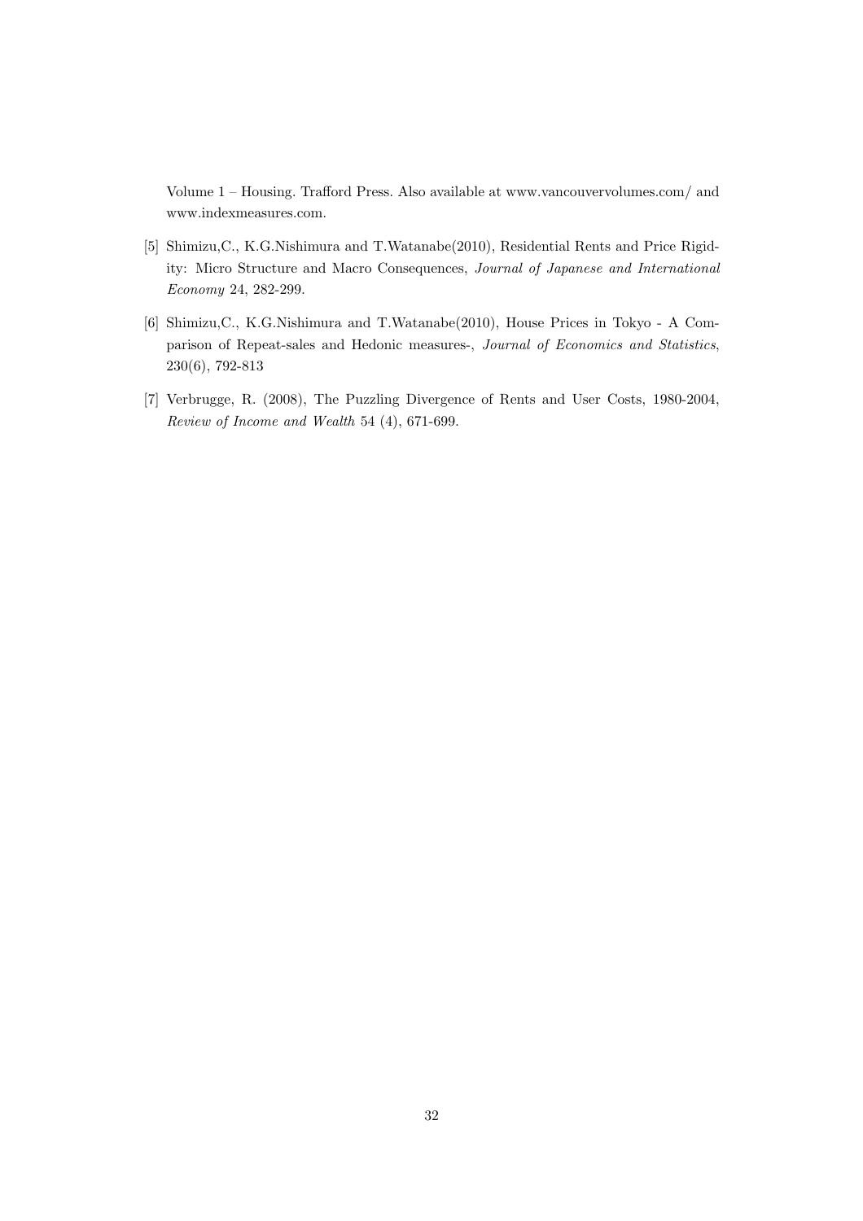Volume 1 – Housing. Trafford Press. Also available at www.vancouvervolumes.com/ and www.indexmeasures.com.

[5] Shimizu,C., K.G.Nishimura and T.Watanabe(2010), Residential Rents and Price Rigidity: Micro Structure and Macro Consequences, *Journal of Japanese and International Economy* 24, 282-299.

[6] Shimizu,C., K.G.Nishimura and T.Watanabe(2010), House Prices in Tokyo - A Comparison of Repeat-sales and Hedonic measures-, *Journal of Economics and Statistics*, 230(6), 792-813

[7] Verbrugge, R. (2008), The Puzzling Divergence of Rents and User Costs, 1980-2004, *Review of Income and Wealth* 54 (4), 671-699.